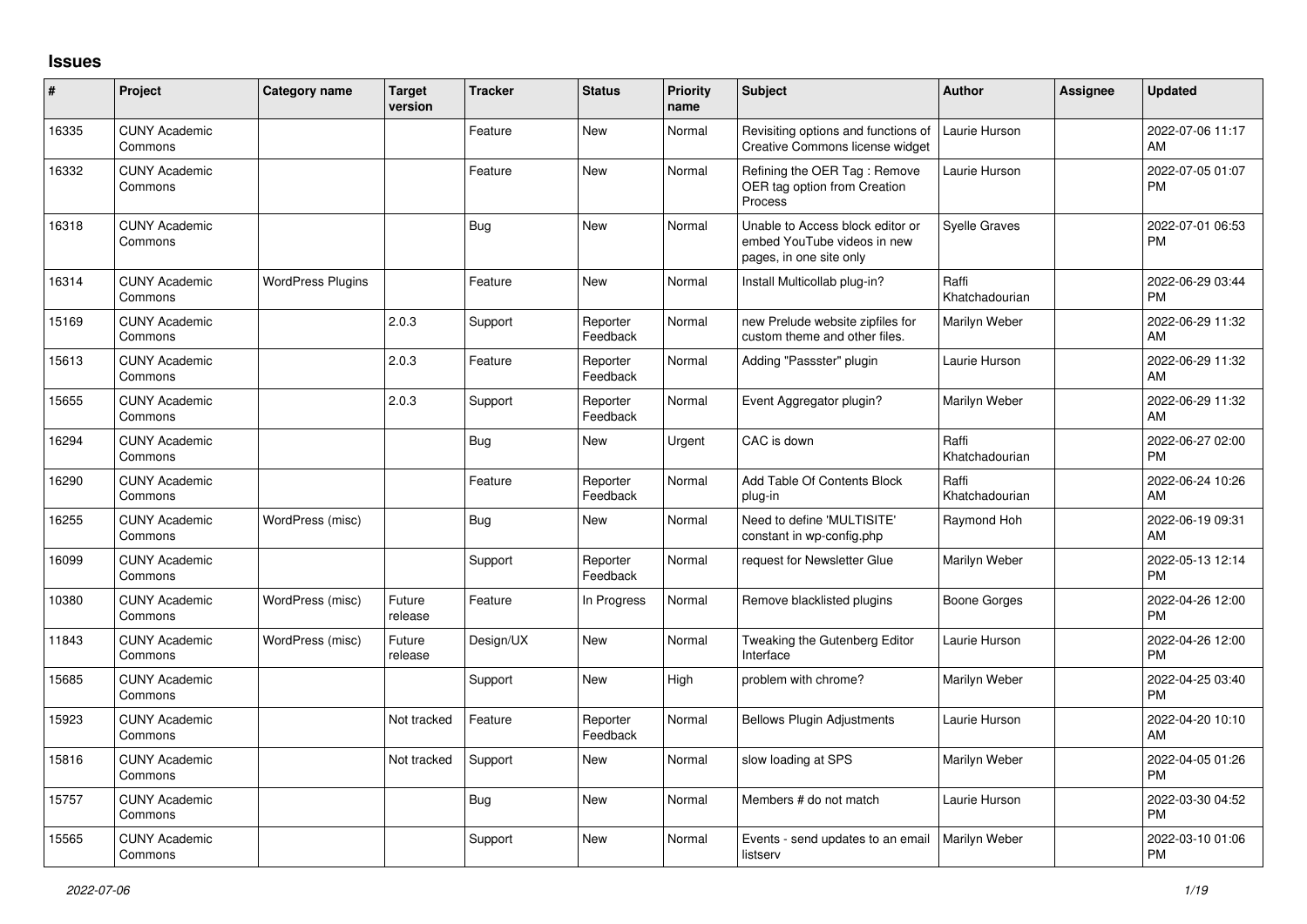# Issues

| # | Project | Category name | Target version | Tracker | Status | Priority name | Subject | Author | Assignee | Updated |
|---|---|---|---|---|---|---|---|---|---|---|
| 16335 | CUNY Academic Commons | | | Feature | New | Normal | Revisiting options and functions of Creative Commons license widget | Laurie Hurson | | 2022-07-06 11:17 AM |
| 16332 | CUNY Academic Commons | | | Feature | New | Normal | Refining the OER Tag : Remove OER tag option from Creation Process | Laurie Hurson | | 2022-07-05 01:07 PM |
| 16318 | CUNY Academic Commons | | | Bug | New | Normal | Unable to Access block editor or embed YouTube videos in new pages, in one site only | Syelle Graves | | 2022-07-01 06:53 PM |
| 16314 | CUNY Academic Commons | WordPress Plugins | | Feature | New | Normal | Install Multicollab plug-in? | Raffi Khatchadourian | | 2022-06-29 03:44 PM |
| 15169 | CUNY Academic Commons | | 2.0.3 | Support | Reporter Feedback | Normal | new Prelude website zipfiles for custom theme and other files. | Marilyn Weber | | 2022-06-29 11:32 AM |
| 15613 | CUNY Academic Commons | | 2.0.3 | Feature | Reporter Feedback | Normal | Adding "Passster" plugin | Laurie Hurson | | 2022-06-29 11:32 AM |
| 15655 | CUNY Academic Commons | | 2.0.3 | Support | Reporter Feedback | Normal | Event Aggregator plugin? | Marilyn Weber | | 2022-06-29 11:32 AM |
| 16294 | CUNY Academic Commons | | | Bug | New | Urgent | CAC is down | Raffi Khatchadourian | | 2022-06-27 02:00 PM |
| 16290 | CUNY Academic Commons | | | Feature | Reporter Feedback | Normal | Add Table Of Contents Block plug-in | Raffi Khatchadourian | | 2022-06-24 10:26 AM |
| 16255 | CUNY Academic Commons | WordPress (misc) | | Bug | New | Normal | Need to define 'MULTISITE' constant in wp-config.php | Raymond Hoh | | 2022-06-19 09:31 AM |
| 16099 | CUNY Academic Commons | | | Support | Reporter Feedback | Normal | request for Newsletter Glue | Marilyn Weber | | 2022-05-13 12:14 PM |
| 10380 | CUNY Academic Commons | WordPress (misc) | Future release | Feature | In Progress | Normal | Remove blacklisted plugins | Boone Gorges | | 2022-04-26 12:00 PM |
| 11843 | CUNY Academic Commons | WordPress (misc) | Future release | Design/UX | New | Normal | Tweaking the Gutenberg Editor Interface | Laurie Hurson | | 2022-04-26 12:00 PM |
| 15685 | CUNY Academic Commons | | | Support | New | High | problem with chrome? | Marilyn Weber | | 2022-04-25 03:40 PM |
| 15923 | CUNY Academic Commons | | Not tracked | Feature | Reporter Feedback | Normal | Bellows Plugin Adjustments | Laurie Hurson | | 2022-04-20 10:10 AM |
| 15816 | CUNY Academic Commons | | Not tracked | Support | New | Normal | slow loading at SPS | Marilyn Weber | | 2022-04-05 01:26 PM |
| 15757 | CUNY Academic Commons | | | Bug | New | Normal | Members # do not match | Laurie Hurson | | 2022-03-30 04:52 PM |
| 15565 | CUNY Academic Commons | | | Support | New | Normal | Events - send updates to an email listserv | Marilyn Weber | | 2022-03-10 01:06 PM |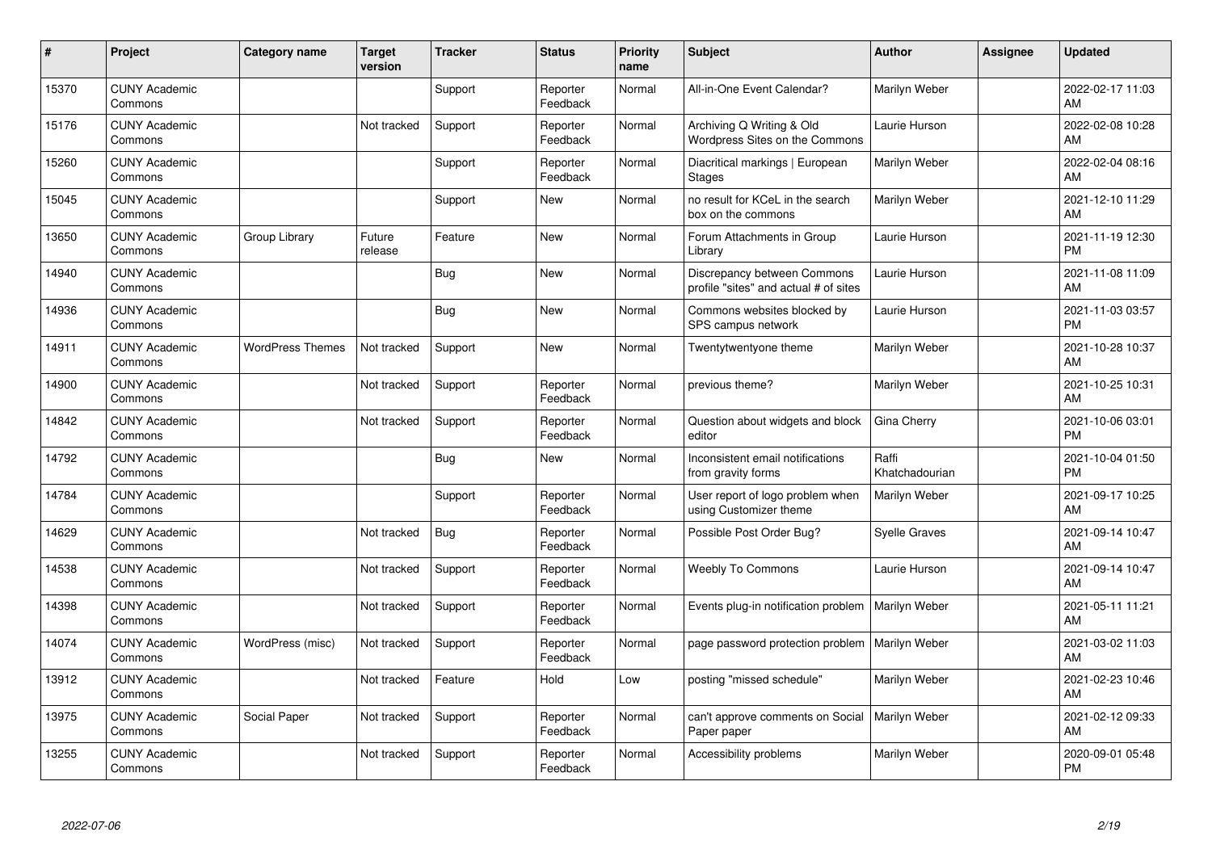| # | Project | Category name | Target version | Tracker | Status | Priority name | Subject | Author | Assignee | Updated |
|---|---|---|---|---|---|---|---|---|---|---|
| 15370 | CUNY Academic Commons | | | Support | Reporter Feedback | Normal | All-in-One Event Calendar? | Marilyn Weber | | 2022-02-17 11:03 AM |
| 15176 | CUNY Academic Commons | | Not tracked | Support | Reporter Feedback | Normal | Archiving Q Writing & Old Wordpress Sites on the Commons | Laurie Hurson | | 2022-02-08 10:28 AM |
| 15260 | CUNY Academic Commons | | | Support | Reporter Feedback | Normal | Diacritical markings \| European Stages | Marilyn Weber | | 2022-02-04 08:16 AM |
| 15045 | CUNY Academic Commons | | | Support | New | Normal | no result for KCeL in the search box on the commons | Marilyn Weber | | 2021-12-10 11:29 AM |
| 13650 | CUNY Academic Commons | Group Library | Future release | Feature | New | Normal | Forum Attachments in Group Library | Laurie Hurson | | 2021-11-19 12:30 PM |
| 14940 | CUNY Academic Commons | | | Bug | New | Normal | Discrepancy between Commons profile "sites" and actual # of sites | Laurie Hurson | | 2021-11-08 11:09 AM |
| 14936 | CUNY Academic Commons | | | Bug | New | Normal | Commons websites blocked by SPS campus network | Laurie Hurson | | 2021-11-03 03:57 PM |
| 14911 | CUNY Academic Commons | WordPress Themes | Not tracked | Support | New | Normal | Twentytwentyone theme | Marilyn Weber | | 2021-10-28 10:37 AM |
| 14900 | CUNY Academic Commons | | Not tracked | Support | Reporter Feedback | Normal | previous theme? | Marilyn Weber | | 2021-10-25 10:31 AM |
| 14842 | CUNY Academic Commons | | Not tracked | Support | Reporter Feedback | Normal | Question about widgets and block editor | Gina Cherry | | 2021-10-06 03:01 PM |
| 14792 | CUNY Academic Commons | | | Bug | New | Normal | Inconsistent email notifications from gravity forms | Raffi Khatchadourian | | 2021-10-04 01:50 PM |
| 14784 | CUNY Academic Commons | | | Support | Reporter Feedback | Normal | User report of logo problem when using Customizer theme | Marilyn Weber | | 2021-09-17 10:25 AM |
| 14629 | CUNY Academic Commons | | Not tracked | Bug | Reporter Feedback | Normal | Possible Post Order Bug? | Syelle Graves | | 2021-09-14 10:47 AM |
| 14538 | CUNY Academic Commons | | Not tracked | Support | Reporter Feedback | Normal | Weebly To Commons | Laurie Hurson | | 2021-09-14 10:47 AM |
| 14398 | CUNY Academic Commons | | Not tracked | Support | Reporter Feedback | Normal | Events plug-in notification problem | Marilyn Weber | | 2021-05-11 11:21 AM |
| 14074 | CUNY Academic Commons | WordPress (misc) | Not tracked | Support | Reporter Feedback | Normal | page password protection problem | Marilyn Weber | | 2021-03-02 11:03 AM |
| 13912 | CUNY Academic Commons | | Not tracked | Feature | Hold | Low | posting "missed schedule" | Marilyn Weber | | 2021-02-23 10:46 AM |
| 13975 | CUNY Academic Commons | Social Paper | Not tracked | Support | Reporter Feedback | Normal | can't approve comments on Social Paper paper | Marilyn Weber | | 2021-02-12 09:33 AM |
| 13255 | CUNY Academic Commons | | Not tracked | Support | Reporter Feedback | Normal | Accessibility problems | Marilyn Weber | | 2020-09-01 05:48 PM |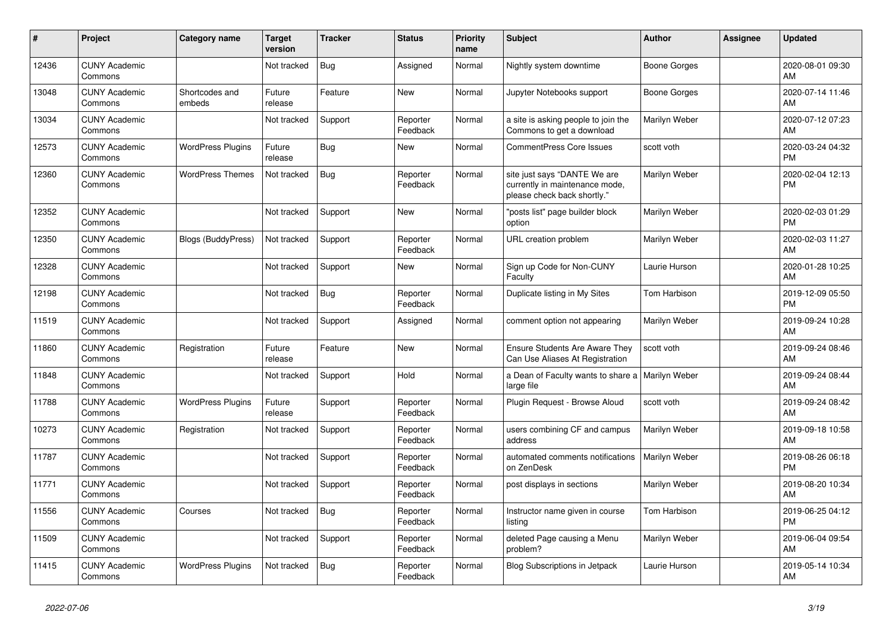| # | Project | Category name | Target version | Tracker | Status | Priority name | Subject | Author | Assignee | Updated |
|---|---|---|---|---|---|---|---|---|---|---|
| 12436 | CUNY Academic Commons | | Not tracked | Bug | Assigned | Normal | Nightly system downtime | Boone Gorges | | 2020-08-01 09:30 AM |
| 13048 | CUNY Academic Commons | Shortcodes and embeds | Future release | Feature | New | Normal | Jupyter Notebooks support | Boone Gorges | | 2020-07-14 11:46 AM |
| 13034 | CUNY Academic Commons | | Not tracked | Support | Reporter Feedback | Normal | a site is asking people to join the Commons to get a download | Marilyn Weber | | 2020-07-12 07:23 AM |
| 12573 | CUNY Academic Commons | WordPress Plugins | Future release | Bug | New | Normal | CommentPress Core Issues | scott voth | | 2020-03-24 04:32 PM |
| 12360 | CUNY Academic Commons | WordPress Themes | Not tracked | Bug | Reporter Feedback | Normal | site just says "DANTE We are currently in maintenance mode, please check back shortly." | Marilyn Weber | | 2020-02-04 12:13 PM |
| 12352 | CUNY Academic Commons | | Not tracked | Support | New | Normal | "posts list" page builder block option | Marilyn Weber | | 2020-02-03 01:29 PM |
| 12350 | CUNY Academic Commons | Blogs (BuddyPress) | Not tracked | Support | Reporter Feedback | Normal | URL creation problem | Marilyn Weber | | 2020-02-03 11:27 AM |
| 12328 | CUNY Academic Commons | | Not tracked | Support | New | Normal | Sign up Code for Non-CUNY Faculty | Laurie Hurson | | 2020-01-28 10:25 AM |
| 12198 | CUNY Academic Commons | | Not tracked | Bug | Reporter Feedback | Normal | Duplicate listing in My Sites | Tom Harbison | | 2019-12-09 05:50 PM |
| 11519 | CUNY Academic Commons | | Not tracked | Support | Assigned | Normal | comment option not appearing | Marilyn Weber | | 2019-09-24 10:28 AM |
| 11860 | CUNY Academic Commons | Registration | Future release | Feature | New | Normal | Ensure Students Are Aware They Can Use Aliases At Registration | scott voth | | 2019-09-24 08:46 AM |
| 11848 | CUNY Academic Commons | | Not tracked | Support | Hold | Normal | a Dean of Faculty wants to share a large file | Marilyn Weber | | 2019-09-24 08:44 AM |
| 11788 | CUNY Academic Commons | WordPress Plugins | Future release | Support | Reporter Feedback | Normal | Plugin Request - Browse Aloud | scott voth | | 2019-09-24 08:42 AM |
| 10273 | CUNY Academic Commons | Registration | Not tracked | Support | Reporter Feedback | Normal | users combining CF and campus address | Marilyn Weber | | 2019-09-18 10:58 AM |
| 11787 | CUNY Academic Commons | | Not tracked | Support | Reporter Feedback | Normal | automated comments notifications on ZenDesk | Marilyn Weber | | 2019-08-26 06:18 PM |
| 11771 | CUNY Academic Commons | | Not tracked | Support | Reporter Feedback | Normal | post displays in sections | Marilyn Weber | | 2019-08-20 10:34 AM |
| 11556 | CUNY Academic Commons | Courses | Not tracked | Bug | Reporter Feedback | Normal | Instructor name given in course listing | Tom Harbison | | 2019-06-25 04:12 PM |
| 11509 | CUNY Academic Commons | | Not tracked | Support | Reporter Feedback | Normal | deleted Page causing a Menu problem? | Marilyn Weber | | 2019-06-04 09:54 AM |
| 11415 | CUNY Academic Commons | WordPress Plugins | Not tracked | Bug | Reporter Feedback | Normal | Blog Subscriptions in Jetpack | Laurie Hurson | | 2019-05-14 10:34 AM |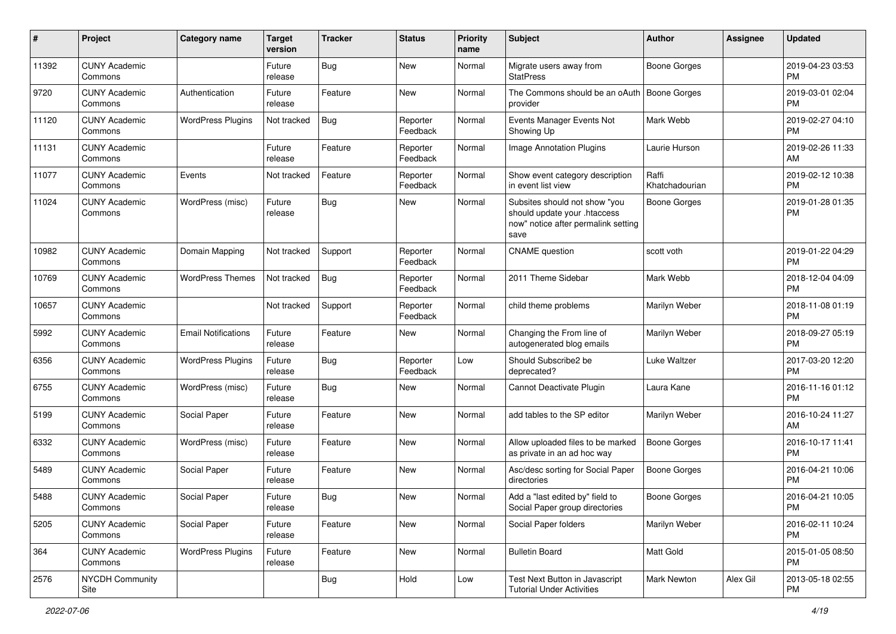| # | Project | Category name | Target version | Tracker | Status | Priority name | Subject | Author | Assignee | Updated |
|---|---|---|---|---|---|---|---|---|---|---|
| 11392 | CUNY Academic Commons | | Future release | Bug | New | Normal | Migrate users away from StatPress | Boone Gorges | | 2019-04-23 03:53 PM |
| 9720 | CUNY Academic Commons | Authentication | Future release | Feature | New | Normal | The Commons should be an oAuth provider | Boone Gorges | | 2019-03-01 02:04 PM |
| 11120 | CUNY Academic Commons | WordPress Plugins | Not tracked | Bug | Reporter Feedback | Normal | Events Manager Events Not Showing Up | Mark Webb | | 2019-02-27 04:10 PM |
| 11131 | CUNY Academic Commons | | Future release | Feature | Reporter Feedback | Normal | Image Annotation Plugins | Laurie Hurson | | 2019-02-26 11:33 AM |
| 11077 | CUNY Academic Commons | Events | Not tracked | Feature | Reporter Feedback | Normal | Show event category description in event list view | Raffi Khatchadourian | | 2019-02-12 10:38 PM |
| 11024 | CUNY Academic Commons | WordPress (misc) | Future release | Bug | New | Normal | Subsites should not show "you should update your .htaccess now" notice after permalink setting save | Boone Gorges | | 2019-01-28 01:35 PM |
| 10982 | CUNY Academic Commons | Domain Mapping | Not tracked | Support | Reporter Feedback | Normal | CNAME question | scott voth | | 2019-01-22 04:29 PM |
| 10769 | CUNY Academic Commons | WordPress Themes | Not tracked | Bug | Reporter Feedback | Normal | 2011 Theme Sidebar | Mark Webb | | 2018-12-04 04:09 PM |
| 10657 | CUNY Academic Commons | | Not tracked | Support | Reporter Feedback | Normal | child theme problems | Marilyn Weber | | 2018-11-08 01:19 PM |
| 5992 | CUNY Academic Commons | Email Notifications | Future release | Feature | New | Normal | Changing the From line of autogenerated blog emails | Marilyn Weber | | 2018-09-27 05:19 PM |
| 6356 | CUNY Academic Commons | WordPress Plugins | Future release | Bug | Reporter Feedback | Low | Should Subscribe2 be deprecated? | Luke Waltzer | | 2017-03-20 12:20 PM |
| 6755 | CUNY Academic Commons | WordPress (misc) | Future release | Bug | New | Normal | Cannot Deactivate Plugin | Laura Kane | | 2016-11-16 01:12 PM |
| 5199 | CUNY Academic Commons | Social Paper | Future release | Feature | New | Normal | add tables to the SP editor | Marilyn Weber | | 2016-10-24 11:27 AM |
| 6332 | CUNY Academic Commons | WordPress (misc) | Future release | Feature | New | Normal | Allow uploaded files to be marked as private in an ad hoc way | Boone Gorges | | 2016-10-17 11:41 PM |
| 5489 | CUNY Academic Commons | Social Paper | Future release | Feature | New | Normal | Asc/desc sorting for Social Paper directories | Boone Gorges | | 2016-04-21 10:06 PM |
| 5488 | CUNY Academic Commons | Social Paper | Future release | Bug | New | Normal | Add a "last edited by" field to Social Paper group directories | Boone Gorges | | 2016-04-21 10:05 PM |
| 5205 | CUNY Academic Commons | Social Paper | Future release | Feature | New | Normal | Social Paper folders | Marilyn Weber | | 2016-02-11 10:24 PM |
| 364 | CUNY Academic Commons | WordPress Plugins | Future release | Feature | New | Normal | Bulletin Board | Matt Gold | | 2015-01-05 08:50 PM |
| 2576 | NYCDH Community Site | | | Bug | Hold | Low | Test Next Button in Javascript Tutorial Under Activities | Mark Newton | Alex Gil | 2013-05-18 02:55 PM |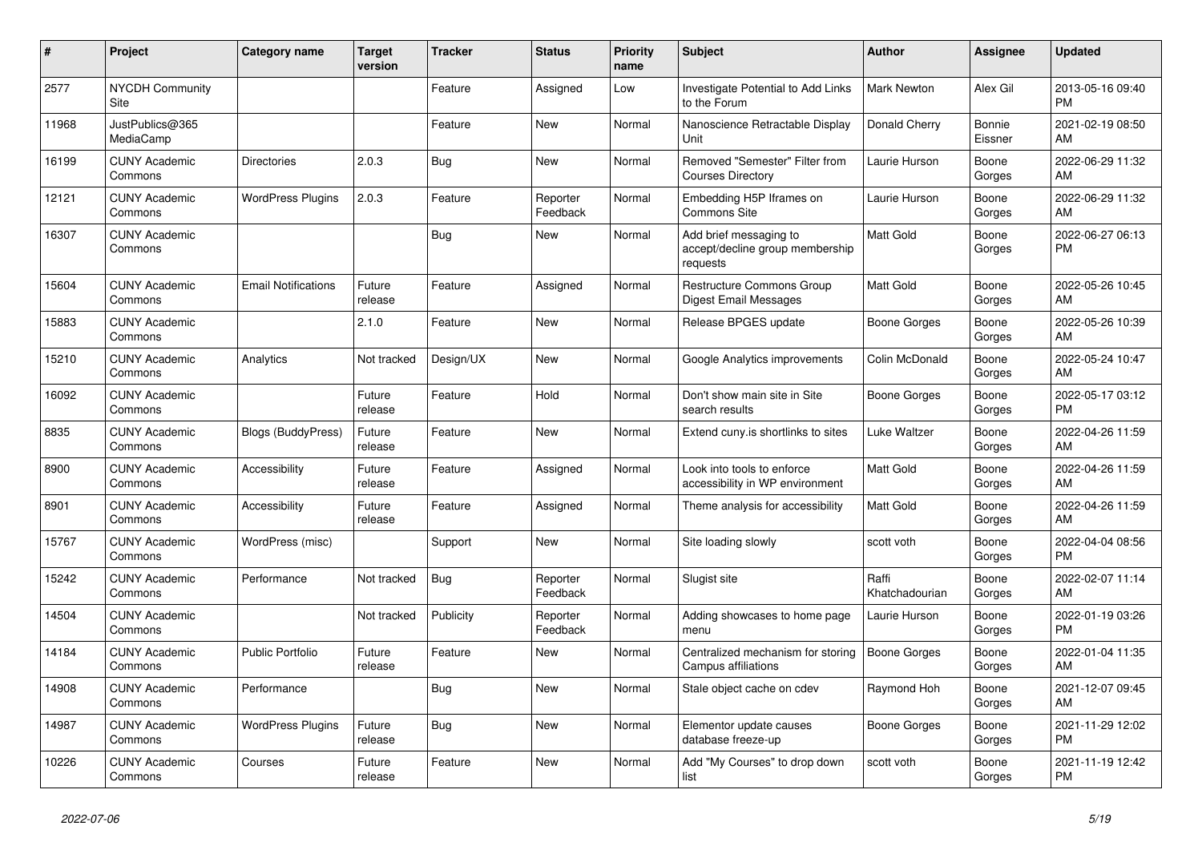| # | Project | Category name | Target version | Tracker | Status | Priority name | Subject | Author | Assignee | Updated |
|---|---|---|---|---|---|---|---|---|---|---|
| 2577 | NYCDH Community Site | | | Feature | Assigned | Low | Investigate Potential to Add Links to the Forum | Mark Newton | Alex Gil | 2013-05-16 09:40 PM |
| 11968 | JustPublics@365 MediaCamp | | | Feature | New | Normal | Nanoscience Retractable Display Unit | Donald Cherry | Bonnie Eissner | 2021-02-19 08:50 AM |
| 16199 | CUNY Academic Commons | Directories | 2.0.3 | Bug | New | Normal | Removed "Semester" Filter from Courses Directory | Laurie Hurson | Boone Gorges | 2022-06-29 11:32 AM |
| 12121 | CUNY Academic Commons | WordPress Plugins | 2.0.3 | Feature | Reporter Feedback | Normal | Embedding H5P Iframes on Commons Site | Laurie Hurson | Boone Gorges | 2022-06-29 11:32 AM |
| 16307 | CUNY Academic Commons | | | Bug | New | Normal | Add brief messaging to accept/decline group membership requests | Matt Gold | Boone Gorges | 2022-06-27 06:13 PM |
| 15604 | CUNY Academic Commons | Email Notifications | Future release | Feature | Assigned | Normal | Restructure Commons Group Digest Email Messages | Matt Gold | Boone Gorges | 2022-05-26 10:45 AM |
| 15883 | CUNY Academic Commons | | 2.1.0 | Feature | New | Normal | Release BPGES update | Boone Gorges | Boone Gorges | 2022-05-26 10:39 AM |
| 15210 | CUNY Academic Commons | Analytics | Not tracked | Design/UX | New | Normal | Google Analytics improvements | Colin McDonald | Boone Gorges | 2022-05-24 10:47 AM |
| 16092 | CUNY Academic Commons | | Future release | Feature | Hold | Normal | Don't show main site in Site search results | Boone Gorges | Boone Gorges | 2022-05-17 03:12 PM |
| 8835 | CUNY Academic Commons | Blogs (BuddyPress) | Future release | Feature | New | Normal | Extend cuny.is shortlinks to sites | Luke Waltzer | Boone Gorges | 2022-04-26 11:59 AM |
| 8900 | CUNY Academic Commons | Accessibility | Future release | Feature | Assigned | Normal | Look into tools to enforce accessibility in WP environment | Matt Gold | Boone Gorges | 2022-04-26 11:59 AM |
| 8901 | CUNY Academic Commons | Accessibility | Future release | Feature | Assigned | Normal | Theme analysis for accessibility | Matt Gold | Boone Gorges | 2022-04-26 11:59 AM |
| 15767 | CUNY Academic Commons | WordPress (misc) | | Support | New | Normal | Site loading slowly | scott voth | Boone Gorges | 2022-04-04 08:56 PM |
| 15242 | CUNY Academic Commons | Performance | Not tracked | Bug | Reporter Feedback | Normal | Slugist site | Raffi Khatchadourian | Boone Gorges | 2022-02-07 11:14 AM |
| 14504 | CUNY Academic Commons | | Not tracked | Publicity | Reporter Feedback | Normal | Adding showcases to home page menu | Laurie Hurson | Boone Gorges | 2022-01-19 03:26 PM |
| 14184 | CUNY Academic Commons | Public Portfolio | Future release | Feature | New | Normal | Centralized mechanism for storing Campus affiliations | Boone Gorges | Boone Gorges | 2022-01-04 11:35 AM |
| 14908 | CUNY Academic Commons | Performance | | Bug | New | Normal | Stale object cache on cdev | Raymond Hoh | Boone Gorges | 2021-12-07 09:45 AM |
| 14987 | CUNY Academic Commons | WordPress Plugins | Future release | Bug | New | Normal | Elementor update causes database freeze-up | Boone Gorges | Boone Gorges | 2021-11-29 12:02 PM |
| 10226 | CUNY Academic Commons | Courses | Future release | Feature | New | Normal | Add "My Courses" to drop down list | scott voth | Boone Gorges | 2021-11-19 12:42 PM |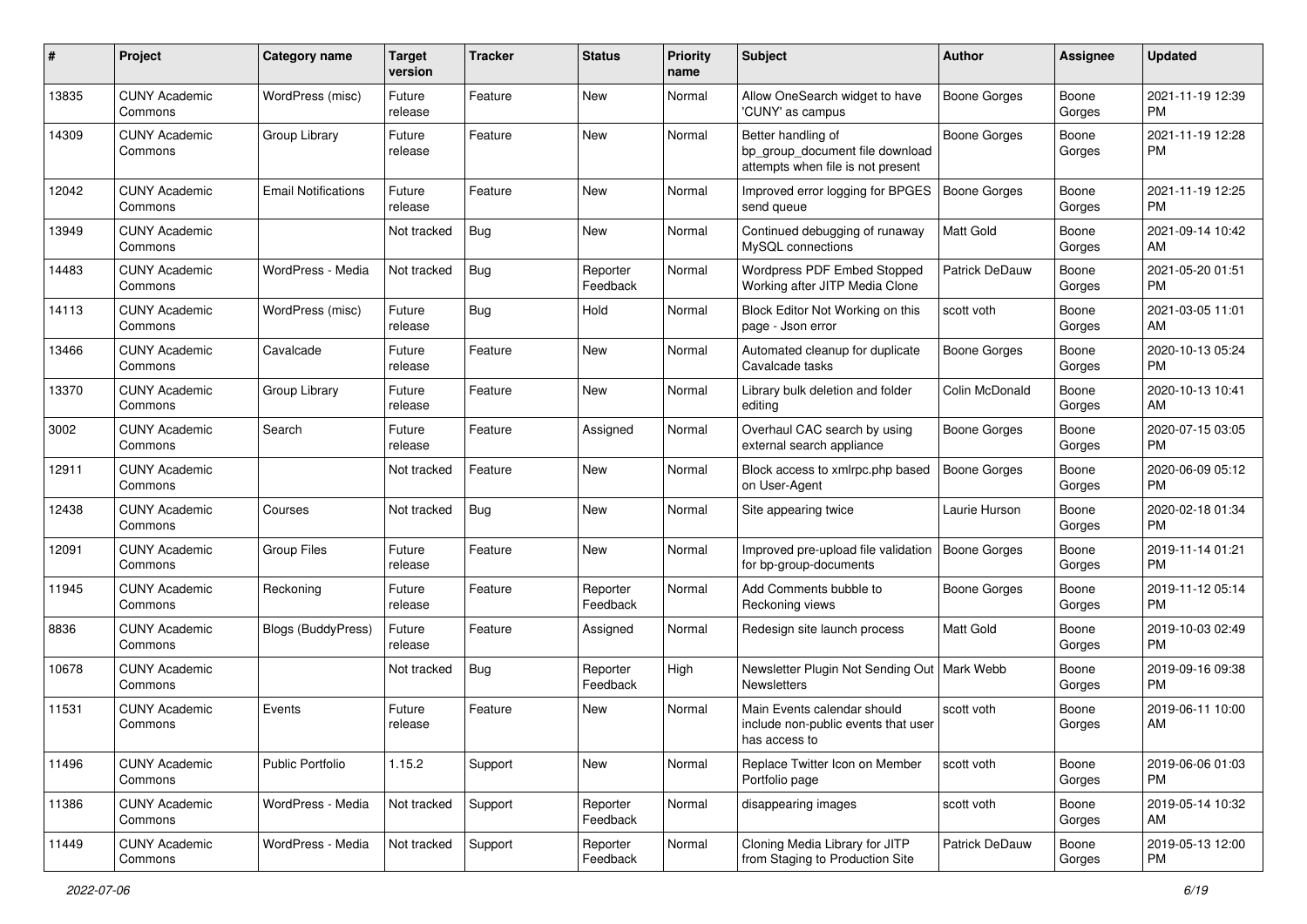| # | Project | Category name | Target version | Tracker | Status | Priority name | Subject | Author | Assignee | Updated |
|---|---|---|---|---|---|---|---|---|---|---|
| 13835 | CUNY Academic Commons | WordPress (misc) | Future release | Feature | New | Normal | Allow OneSearch widget to have 'CUNY' as campus | Boone Gorges | Boone Gorges | 2021-11-19 12:39 PM |
| 14309 | CUNY Academic Commons | Group Library | Future release | Feature | New | Normal | Better handling of bp_group_document file download attempts when file is not present | Boone Gorges | Boone Gorges | 2021-11-19 12:28 PM |
| 12042 | CUNY Academic Commons | Email Notifications | Future release | Feature | New | Normal | Improved error logging for BPGES send queue | Boone Gorges | Boone Gorges | 2021-11-19 12:25 PM |
| 13949 | CUNY Academic Commons | | Not tracked | Bug | New | Normal | Continued debugging of runaway MySQL connections | Matt Gold | Boone Gorges | 2021-09-14 10:42 AM |
| 14483 | CUNY Academic Commons | WordPress - Media | Not tracked | Bug | Reporter Feedback | Normal | Wordpress PDF Embed Stopped Working after JITP Media Clone | Patrick DeDauw | Boone Gorges | 2021-05-20 01:51 PM |
| 14113 | CUNY Academic Commons | WordPress (misc) | Future release | Bug | Hold | Normal | Block Editor Not Working on this page - Json error | scott voth | Boone Gorges | 2021-03-05 11:01 AM |
| 13466 | CUNY Academic Commons | Cavalcade | Future release | Feature | New | Normal | Automated cleanup for duplicate Cavalcade tasks | Boone Gorges | Boone Gorges | 2020-10-13 05:24 PM |
| 13370 | CUNY Academic Commons | Group Library | Future release | Feature | New | Normal | Library bulk deletion and folder editing | Colin McDonald | Boone Gorges | 2020-10-13 10:41 AM |
| 3002 | CUNY Academic Commons | Search | Future release | Feature | Assigned | Normal | Overhaul CAC search by using external search appliance | Boone Gorges | Boone Gorges | 2020-07-15 03:05 PM |
| 12911 | CUNY Academic Commons | | Not tracked | Feature | New | Normal | Block access to xmlrpc.php based on User-Agent | Boone Gorges | Boone Gorges | 2020-06-09 05:12 PM |
| 12438 | CUNY Academic Commons | Courses | Not tracked | Bug | New | Normal | Site appearing twice | Laurie Hurson | Boone Gorges | 2020-02-18 01:34 PM |
| 12091 | CUNY Academic Commons | Group Files | Future release | Feature | New | Normal | Improved pre-upload file validation for bp-group-documents | Boone Gorges | Boone Gorges | 2019-11-14 01:21 PM |
| 11945 | CUNY Academic Commons | Reckoning | Future release | Feature | Reporter Feedback | Normal | Add Comments bubble to Reckoning views | Boone Gorges | Boone Gorges | 2019-11-12 05:14 PM |
| 8836 | CUNY Academic Commons | Blogs (BuddyPress) | Future release | Feature | Assigned | Normal | Redesign site launch process | Matt Gold | Boone Gorges | 2019-10-03 02:49 PM |
| 10678 | CUNY Academic Commons | | Not tracked | Bug | Reporter Feedback | High | Newsletter Plugin Not Sending Out Newsletters | Mark Webb | Boone Gorges | 2019-09-16 09:38 PM |
| 11531 | CUNY Academic Commons | Events | Future release | Feature | New | Normal | Main Events calendar should include non-public events that user has access to | scott voth | Boone Gorges | 2019-06-11 10:00 AM |
| 11496 | CUNY Academic Commons | Public Portfolio | 1.15.2 | Support | New | Normal | Replace Twitter Icon on Member Portfolio page | scott voth | Boone Gorges | 2019-06-06 01:03 PM |
| 11386 | CUNY Academic Commons | WordPress - Media | Not tracked | Support | Reporter Feedback | Normal | disappearing images | scott voth | Boone Gorges | 2019-05-14 10:32 AM |
| 11449 | CUNY Academic Commons | WordPress - Media | Not tracked | Support | Reporter Feedback | Normal | Cloning Media Library for JITP from Staging to Production Site | Patrick DeDauw | Boone Gorges | 2019-05-13 12:00 PM |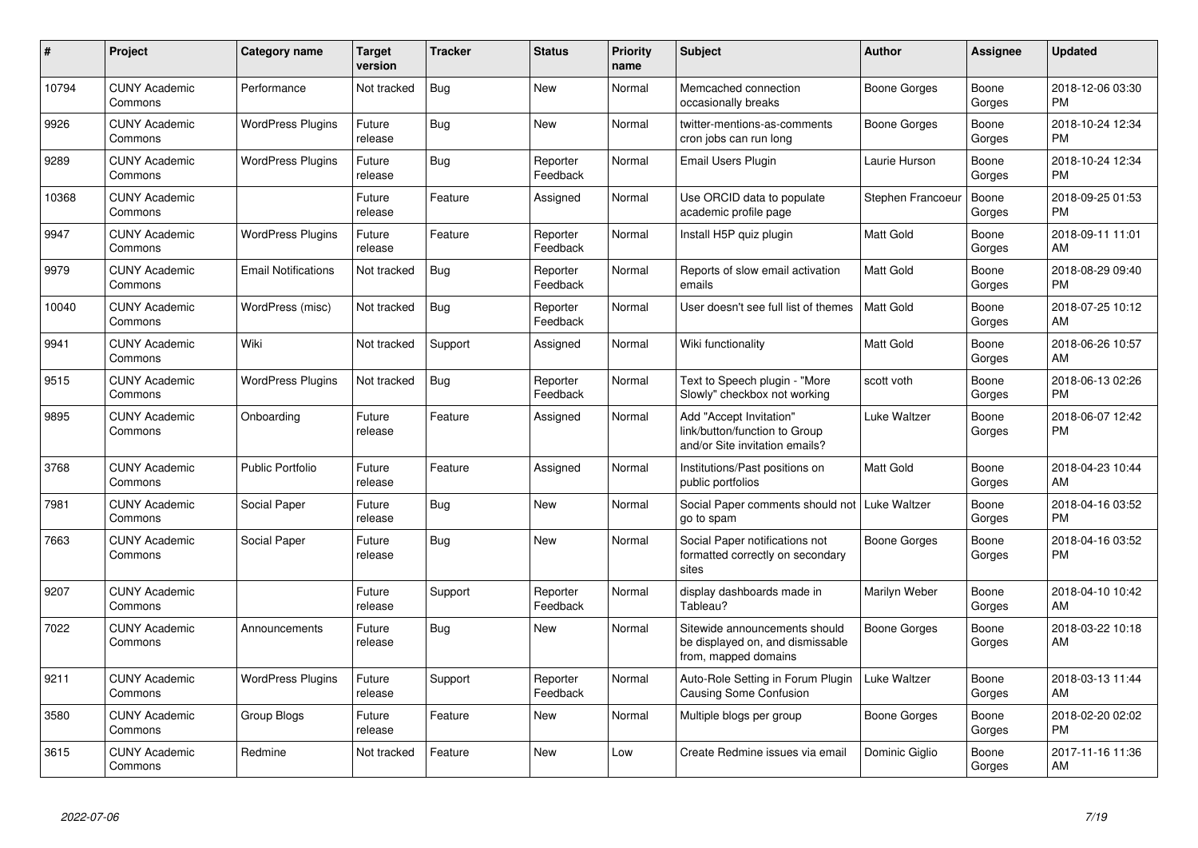| # | Project | Category name | Target version | Tracker | Status | Priority name | Subject | Author | Assignee | Updated |
|---|---|---|---|---|---|---|---|---|---|---|
| 10794 | CUNY Academic Commons | Performance | Not tracked | Bug | New | Normal | Memcached connection occasionally breaks | Boone Gorges | Boone Gorges | 2018-12-06 03:30 PM |
| 9926 | CUNY Academic Commons | WordPress Plugins | Future release | Bug | New | Normal | twitter-mentions-as-comments cron jobs can run long | Boone Gorges | Boone Gorges | 2018-10-24 12:34 PM |
| 9289 | CUNY Academic Commons | WordPress Plugins | Future release | Bug | Reporter Feedback | Normal | Email Users Plugin | Laurie Hurson | Boone Gorges | 2018-10-24 12:34 PM |
| 10368 | CUNY Academic Commons | | Future release | Feature | Assigned | Normal | Use ORCID data to populate academic profile page | Stephen Francoeur | Boone Gorges | 2018-09-25 01:53 PM |
| 9947 | CUNY Academic Commons | WordPress Plugins | Future release | Feature | Reporter Feedback | Normal | Install H5P quiz plugin | Matt Gold | Boone Gorges | 2018-09-11 11:01 AM |
| 9979 | CUNY Academic Commons | Email Notifications | Not tracked | Bug | Reporter Feedback | Normal | Reports of slow email activation emails | Matt Gold | Boone Gorges | 2018-08-29 09:40 PM |
| 10040 | CUNY Academic Commons | WordPress (misc) | Not tracked | Bug | Reporter Feedback | Normal | User doesn't see full list of themes | Matt Gold | Boone Gorges | 2018-07-25 10:12 AM |
| 9941 | CUNY Academic Commons | Wiki | Not tracked | Support | Assigned | Normal | Wiki functionality | Matt Gold | Boone Gorges | 2018-06-26 10:57 AM |
| 9515 | CUNY Academic Commons | WordPress Plugins | Not tracked | Bug | Reporter Feedback | Normal | Text to Speech plugin - "More Slowly" checkbox not working | scott voth | Boone Gorges | 2018-06-13 02:26 PM |
| 9895 | CUNY Academic Commons | Onboarding | Future release | Feature | Assigned | Normal | Add "Accept Invitation" link/button/function to Group and/or Site invitation emails? | Luke Waltzer | Boone Gorges | 2018-06-07 12:42 PM |
| 3768 | CUNY Academic Commons | Public Portfolio | Future release | Feature | Assigned | Normal | Institutions/Past positions on public portfolios | Matt Gold | Boone Gorges | 2018-04-23 10:44 AM |
| 7981 | CUNY Academic Commons | Social Paper | Future release | Bug | New | Normal | Social Paper comments should not go to spam | Luke Waltzer | Boone Gorges | 2018-04-16 03:52 PM |
| 7663 | CUNY Academic Commons | Social Paper | Future release | Bug | New | Normal | Social Paper notifications not formatted correctly on secondary sites | Boone Gorges | Boone Gorges | 2018-04-16 03:52 PM |
| 9207 | CUNY Academic Commons | | Future release | Support | Reporter Feedback | Normal | display dashboards made in Tableau? | Marilyn Weber | Boone Gorges | 2018-04-10 10:42 AM |
| 7022 | CUNY Academic Commons | Announcements | Future release | Bug | New | Normal | Sitewide announcements should be displayed on, and dismissable from, mapped domains | Boone Gorges | Boone Gorges | 2018-03-22 10:18 AM |
| 9211 | CUNY Academic Commons | WordPress Plugins | Future release | Support | Reporter Feedback | Normal | Auto-Role Setting in Forum Plugin Causing Some Confusion | Luke Waltzer | Boone Gorges | 2018-03-13 11:44 AM |
| 3580 | CUNY Academic Commons | Group Blogs | Future release | Feature | New | Normal | Multiple blogs per group | Boone Gorges | Boone Gorges | 2018-02-20 02:02 PM |
| 3615 | CUNY Academic Commons | Redmine | Not tracked | Feature | New | Low | Create Redmine issues via email | Dominic Giglio | Boone Gorges | 2017-11-16 11:36 AM |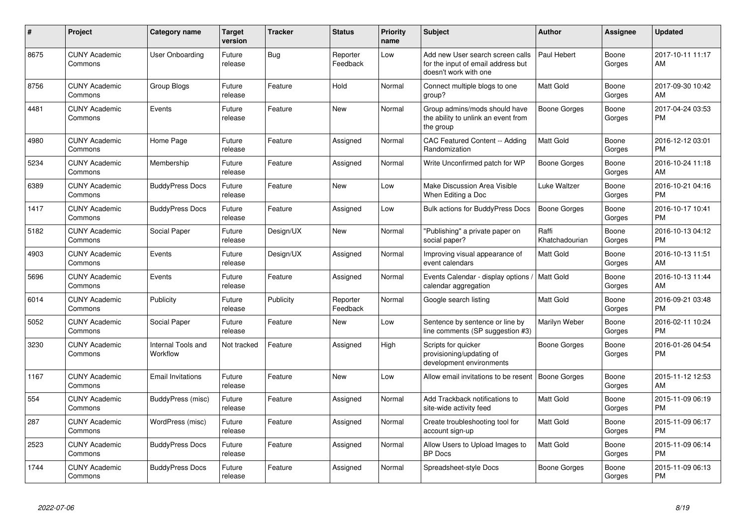| # | Project | Category name | Target version | Tracker | Status | Priority name | Subject | Author | Assignee | Updated |
|---|---|---|---|---|---|---|---|---|---|---|
| 8675 | CUNY Academic Commons | User Onboarding | Future release | Bug | Reporter Feedback | Low | Add new User search screen calls for the input of email address but doesn't work with one | Paul Hebert | Boone Gorges | 2017-10-11 11:17 AM |
| 8756 | CUNY Academic Commons | Group Blogs | Future release | Feature | Hold | Normal | Connect multiple blogs to one group? | Matt Gold | Boone Gorges | 2017-09-30 10:42 AM |
| 4481 | CUNY Academic Commons | Events | Future release | Feature | New | Normal | Group admins/mods should have the ability to unlink an event from the group | Boone Gorges | Boone Gorges | 2017-04-24 03:53 PM |
| 4980 | CUNY Academic Commons | Home Page | Future release | Feature | Assigned | Normal | CAC Featured Content -- Adding Randomization | Matt Gold | Boone Gorges | 2016-12-12 03:01 PM |
| 5234 | CUNY Academic Commons | Membership | Future release | Feature | Assigned | Normal | Write Unconfirmed patch for WP | Boone Gorges | Boone Gorges | 2016-10-24 11:18 AM |
| 6389 | CUNY Academic Commons | BuddyPress Docs | Future release | Feature | New | Low | Make Discussion Area Visible When Editing a Doc | Luke Waltzer | Boone Gorges | 2016-10-21 04:16 PM |
| 1417 | CUNY Academic Commons | BuddyPress Docs | Future release | Feature | Assigned | Low | Bulk actions for BuddyPress Docs | Boone Gorges | Boone Gorges | 2016-10-17 10:41 PM |
| 5182 | CUNY Academic Commons | Social Paper | Future release | Design/UX | New | Normal | "Publishing" a private paper on social paper? | Raffi Khatchadourian | Boone Gorges | 2016-10-13 04:12 PM |
| 4903 | CUNY Academic Commons | Events | Future release | Design/UX | Assigned | Normal | Improving visual appearance of event calendars | Matt Gold | Boone Gorges | 2016-10-13 11:51 AM |
| 5696 | CUNY Academic Commons | Events | Future release | Feature | Assigned | Normal | Events Calendar - display options / calendar aggregation | Matt Gold | Boone Gorges | 2016-10-13 11:44 AM |
| 6014 | CUNY Academic Commons | Publicity | Future release | Publicity | Reporter Feedback | Normal | Google search listing | Matt Gold | Boone Gorges | 2016-09-21 03:48 PM |
| 5052 | CUNY Academic Commons | Social Paper | Future release | Feature | New | Low | Sentence by sentence or line by line comments (SP suggestion #3) | Marilyn Weber | Boone Gorges | 2016-02-11 10:24 PM |
| 3230 | CUNY Academic Commons | Internal Tools and Workflow | Not tracked | Feature | Assigned | High | Scripts for quicker provisioning/updating of development environments | Boone Gorges | Boone Gorges | 2016-01-26 04:54 PM |
| 1167 | CUNY Academic Commons | Email Invitations | Future release | Feature | New | Low | Allow email invitations to be resent | Boone Gorges | Boone Gorges | 2015-11-12 12:53 AM |
| 554 | CUNY Academic Commons | BuddyPress (misc) | Future release | Feature | Assigned | Normal | Add Trackback notifications to site-wide activity feed | Matt Gold | Boone Gorges | 2015-11-09 06:19 PM |
| 287 | CUNY Academic Commons | WordPress (misc) | Future release | Feature | Assigned | Normal | Create troubleshooting tool for account sign-up | Matt Gold | Boone Gorges | 2015-11-09 06:17 PM |
| 2523 | CUNY Academic Commons | BuddyPress Docs | Future release | Feature | Assigned | Normal | Allow Users to Upload Images to BP Docs | Matt Gold | Boone Gorges | 2015-11-09 06:14 PM |
| 1744 | CUNY Academic Commons | BuddyPress Docs | Future release | Feature | Assigned | Normal | Spreadsheet-style Docs | Boone Gorges | Boone Gorges | 2015-11-09 06:13 PM |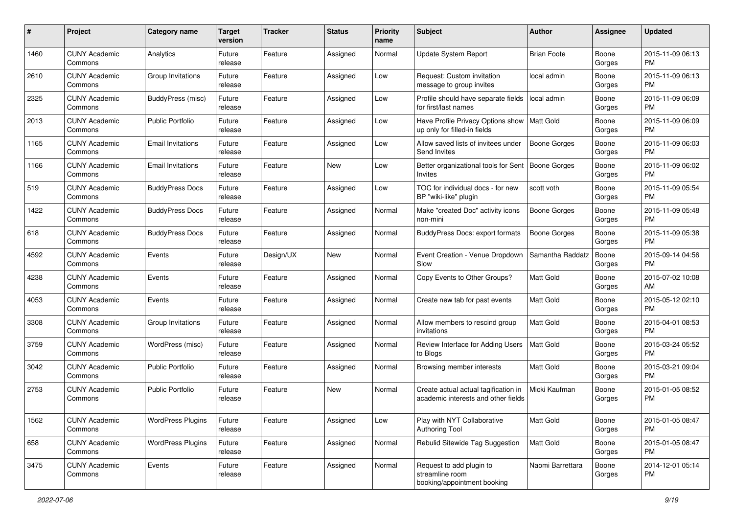| # | Project | Category name | Target version | Tracker | Status | Priority name | Subject | Author | Assignee | Updated |
|---|---|---|---|---|---|---|---|---|---|---|
| 1460 | CUNY Academic Commons | Analytics | Future release | Feature | Assigned | Normal | Update System Report | Brian Foote | Boone Gorges | 2015-11-09 06:13 PM |
| 2610 | CUNY Academic Commons | Group Invitations | Future release | Feature | Assigned | Low | Request: Custom invitation message to group invites | local admin | Boone Gorges | 2015-11-09 06:13 PM |
| 2325 | CUNY Academic Commons | BuddyPress (misc) | Future release | Feature | Assigned | Low | Profile should have separate fields for first/last names | local admin | Boone Gorges | 2015-11-09 06:09 PM |
| 2013 | CUNY Academic Commons | Public Portfolio | Future release | Feature | Assigned | Low | Have Profile Privacy Options show up only for filled-in fields | Matt Gold | Boone Gorges | 2015-11-09 06:09 PM |
| 1165 | CUNY Academic Commons | Email Invitations | Future release | Feature | Assigned | Low | Allow saved lists of invitees under Send Invites | Boone Gorges | Boone Gorges | 2015-11-09 06:03 PM |
| 1166 | CUNY Academic Commons | Email Invitations | Future release | Feature | New | Low | Better organizational tools for Sent Invites | Boone Gorges | Boone Gorges | 2015-11-09 06:02 PM |
| 519 | CUNY Academic Commons | BuddyPress Docs | Future release | Feature | Assigned | Low | TOC for individual docs - for new BP "wiki-like" plugin | scott voth | Boone Gorges | 2015-11-09 05:54 PM |
| 1422 | CUNY Academic Commons | BuddyPress Docs | Future release | Feature | Assigned | Normal | Make "created Doc" activity icons non-mini | Boone Gorges | Boone Gorges | 2015-11-09 05:48 PM |
| 618 | CUNY Academic Commons | BuddyPress Docs | Future release | Feature | Assigned | Normal | BuddyPress Docs: export formats | Boone Gorges | Boone Gorges | 2015-11-09 05:38 PM |
| 4592 | CUNY Academic Commons | Events | Future release | Design/UX | New | Normal | Event Creation - Venue Dropdown Slow | Samantha Raddatz | Boone Gorges | 2015-09-14 04:56 PM |
| 4238 | CUNY Academic Commons | Events | Future release | Feature | Assigned | Normal | Copy Events to Other Groups? | Matt Gold | Boone Gorges | 2015-07-02 10:08 AM |
| 4053 | CUNY Academic Commons | Events | Future release | Feature | Assigned | Normal | Create new tab for past events | Matt Gold | Boone Gorges | 2015-05-12 02:10 PM |
| 3308 | CUNY Academic Commons | Group Invitations | Future release | Feature | Assigned | Normal | Allow members to rescind group invitations | Matt Gold | Boone Gorges | 2015-04-01 08:53 PM |
| 3759 | CUNY Academic Commons | WordPress (misc) | Future release | Feature | Assigned | Normal | Review Interface for Adding Users to Blogs | Matt Gold | Boone Gorges | 2015-03-24 05:52 PM |
| 3042 | CUNY Academic Commons | Public Portfolio | Future release | Feature | Assigned | Normal | Browsing member interests | Matt Gold | Boone Gorges | 2015-03-21 09:04 PM |
| 2753 | CUNY Academic Commons | Public Portfolio | Future release | Feature | New | Normal | Create actual actual tagification in academic interests and other fields | Micki Kaufman | Boone Gorges | 2015-01-05 08:52 PM |
| 1562 | CUNY Academic Commons | WordPress Plugins | Future release | Feature | Assigned | Low | Play with NYT Collaborative Authoring Tool | Matt Gold | Boone Gorges | 2015-01-05 08:47 PM |
| 658 | CUNY Academic Commons | WordPress Plugins | Future release | Feature | Assigned | Normal | Rebulid Sitewide Tag Suggestion | Matt Gold | Boone Gorges | 2015-01-05 08:47 PM |
| 3475 | CUNY Academic Commons | Events | Future release | Feature | Assigned | Normal | Request to add plugin to streamline room booking/appointment booking | Naomi Barrettara | Boone Gorges | 2014-12-01 05:14 PM |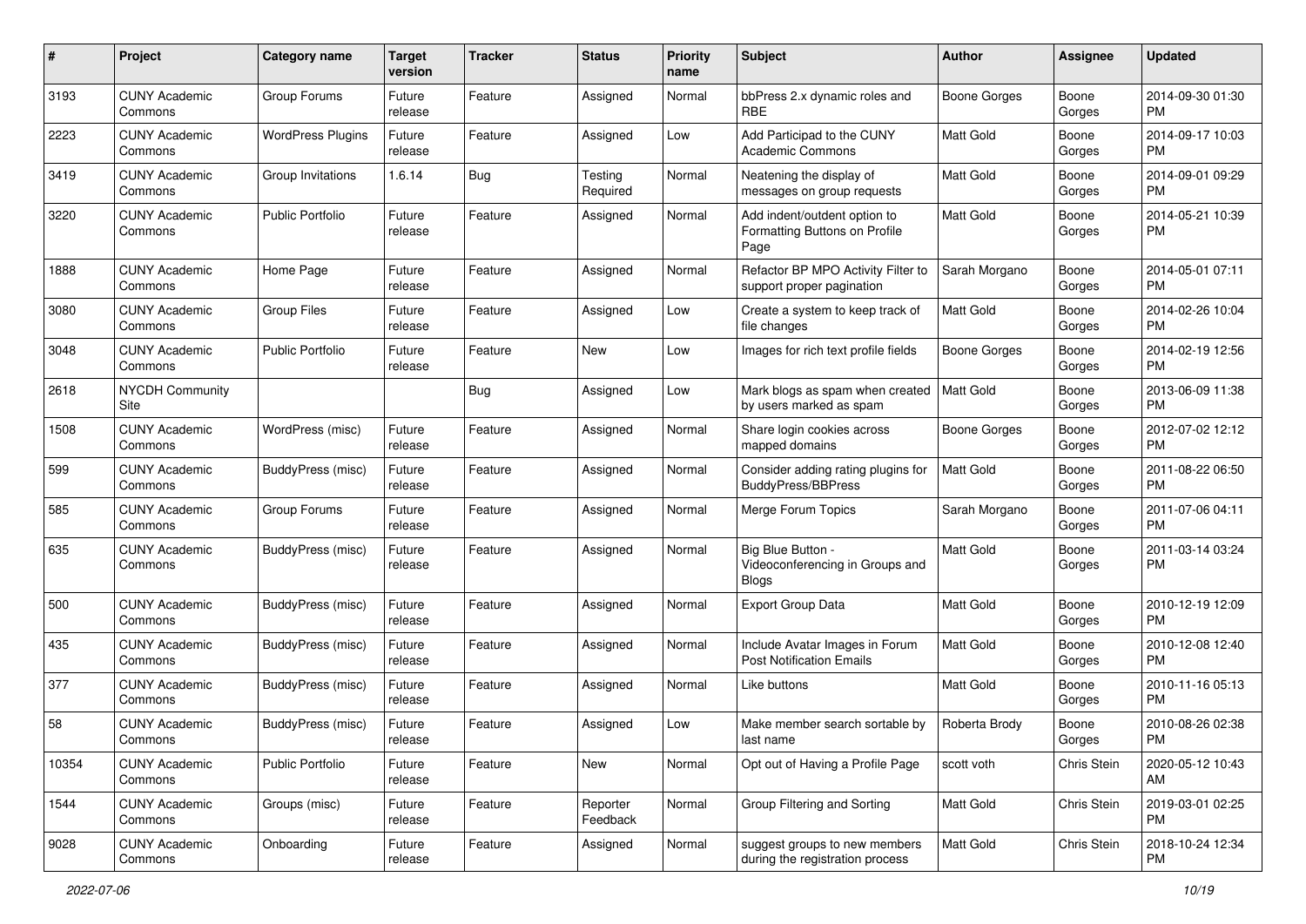| # | Project | Category name | Target version | Tracker | Status | Priority name | Subject | Author | Assignee | Updated |
|---|---|---|---|---|---|---|---|---|---|---|
| 3193 | CUNY Academic Commons | Group Forums | Future release | Feature | Assigned | Normal | bbPress 2.x dynamic roles and RBE | Boone Gorges | Boone Gorges | 2014-09-30 01:30 PM |
| 2223 | CUNY Academic Commons | WordPress Plugins | Future release | Feature | Assigned | Low | Add Participad to the CUNY Academic Commons | Matt Gold | Boone Gorges | 2014-09-17 10:03 PM |
| 3419 | CUNY Academic Commons | Group Invitations | 1.6.14 | Bug | Testing Required | Normal | Neatening the display of messages on group requests | Matt Gold | Boone Gorges | 2014-09-01 09:29 PM |
| 3220 | CUNY Academic Commons | Public Portfolio | Future release | Feature | Assigned | Normal | Add indent/outdent option to Formatting Buttons on Profile Page | Matt Gold | Boone Gorges | 2014-05-21 10:39 PM |
| 1888 | CUNY Academic Commons | Home Page | Future release | Feature | Assigned | Normal | Refactor BP MPO Activity Filter to support proper pagination | Sarah Morgano | Boone Gorges | 2014-05-01 07:11 PM |
| 3080 | CUNY Academic Commons | Group Files | Future release | Feature | Assigned | Low | Create a system to keep track of file changes | Matt Gold | Boone Gorges | 2014-02-26 10:04 PM |
| 3048 | CUNY Academic Commons | Public Portfolio | Future release | Feature | New | Low | Images for rich text profile fields | Boone Gorges | Boone Gorges | 2014-02-19 12:56 PM |
| 2618 | NYCDH Community Site | | | Bug | Assigned | Low | Mark blogs as spam when created by users marked as spam | Matt Gold | Boone Gorges | 2013-06-09 11:38 PM |
| 1508 | CUNY Academic Commons | WordPress (misc) | Future release | Feature | Assigned | Normal | Share login cookies across mapped domains | Boone Gorges | Boone Gorges | 2012-07-02 12:12 PM |
| 599 | CUNY Academic Commons | BuddyPress (misc) | Future release | Feature | Assigned | Normal | Consider adding rating plugins for BuddyPress/BBPress | Matt Gold | Boone Gorges | 2011-08-22 06:50 PM |
| 585 | CUNY Academic Commons | Group Forums | Future release | Feature | Assigned | Normal | Merge Forum Topics | Sarah Morgano | Boone Gorges | 2011-07-06 04:11 PM |
| 635 | CUNY Academic Commons | BuddyPress (misc) | Future release | Feature | Assigned | Normal | Big Blue Button - Videoconferencing in Groups and Blogs | Matt Gold | Boone Gorges | 2011-03-14 03:24 PM |
| 500 | CUNY Academic Commons | BuddyPress (misc) | Future release | Feature | Assigned | Normal | Export Group Data | Matt Gold | Boone Gorges | 2010-12-19 12:09 PM |
| 435 | CUNY Academic Commons | BuddyPress (misc) | Future release | Feature | Assigned | Normal | Include Avatar Images in Forum Post Notification Emails | Matt Gold | Boone Gorges | 2010-12-08 12:40 PM |
| 377 | CUNY Academic Commons | BuddyPress (misc) | Future release | Feature | Assigned | Normal | Like buttons | Matt Gold | Boone Gorges | 2010-11-16 05:13 PM |
| 58 | CUNY Academic Commons | BuddyPress (misc) | Future release | Feature | Assigned | Low | Make member search sortable by last name | Roberta Brody | Boone Gorges | 2010-08-26 02:38 PM |
| 10354 | CUNY Academic Commons | Public Portfolio | Future release | Feature | New | Normal | Opt out of Having a Profile Page | scott voth | Chris Stein | 2020-05-12 10:43 AM |
| 1544 | CUNY Academic Commons | Groups (misc) | Future release | Feature | Reporter Feedback | Normal | Group Filtering and Sorting | Matt Gold | Chris Stein | 2019-03-01 02:25 PM |
| 9028 | CUNY Academic Commons | Onboarding | Future release | Feature | Assigned | Normal | suggest groups to new members during the registration process | Matt Gold | Chris Stein | 2018-10-24 12:34 PM |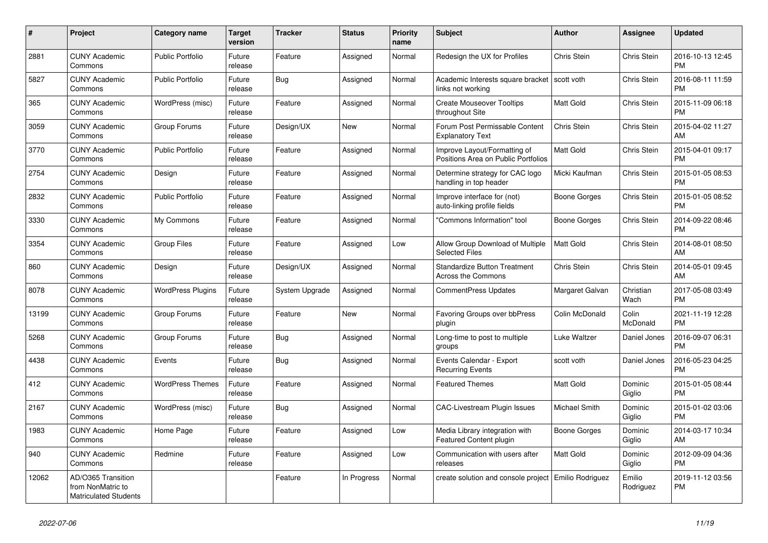| # | Project | Category name | Target version | Tracker | Status | Priority name | Subject | Author | Assignee | Updated |
|---|---|---|---|---|---|---|---|---|---|---|
| 2881 | CUNY Academic Commons | Public Portfolio | Future release | Feature | Assigned | Normal | Redesign the UX for Profiles | Chris Stein | Chris Stein | 2016-10-13 12:45 PM |
| 5827 | CUNY Academic Commons | Public Portfolio | Future release | Bug | Assigned | Normal | Academic Interests square bracket links not working | scott voth | Chris Stein | 2016-08-11 11:59 PM |
| 365 | CUNY Academic Commons | WordPress (misc) | Future release | Feature | Assigned | Normal | Create Mouseover Tooltips throughout Site | Matt Gold | Chris Stein | 2015-11-09 06:18 PM |
| 3059 | CUNY Academic Commons | Group Forums | Future release | Design/UX | New | Normal | Forum Post Permissable Content Explanatory Text | Chris Stein | Chris Stein | 2015-04-02 11:27 AM |
| 3770 | CUNY Academic Commons | Public Portfolio | Future release | Feature | Assigned | Normal | Improve Layout/Formatting of Positions Area on Public Portfolios | Matt Gold | Chris Stein | 2015-04-01 09:17 PM |
| 2754 | CUNY Academic Commons | Design | Future release | Feature | Assigned | Normal | Determine strategy for CAC logo handling in top header | Micki Kaufman | Chris Stein | 2015-01-05 08:53 PM |
| 2832 | CUNY Academic Commons | Public Portfolio | Future release | Feature | Assigned | Normal | Improve interface for (not) auto-linking profile fields | Boone Gorges | Chris Stein | 2015-01-05 08:52 PM |
| 3330 | CUNY Academic Commons | My Commons | Future release | Feature | Assigned | Normal | "Commons Information" tool | Boone Gorges | Chris Stein | 2014-09-22 08:46 PM |
| 3354 | CUNY Academic Commons | Group Files | Future release | Feature | Assigned | Low | Allow Group Download of Multiple Selected Files | Matt Gold | Chris Stein | 2014-08-01 08:50 AM |
| 860 | CUNY Academic Commons | Design | Future release | Design/UX | Assigned | Normal | Standardize Button Treatment Across the Commons | Chris Stein | Chris Stein | 2014-05-01 09:45 AM |
| 8078 | CUNY Academic Commons | WordPress Plugins | Future release | System Upgrade | Assigned | Normal | CommentPress Updates | Margaret Galvan | Christian Wach | 2017-05-08 03:49 PM |
| 13199 | CUNY Academic Commons | Group Forums | Future release | Feature | New | Normal | Favoring Groups over bbPress plugin | Colin McDonald | Colin McDonald | 2021-11-19 12:28 PM |
| 5268 | CUNY Academic Commons | Group Forums | Future release | Bug | Assigned | Normal | Long-time to post to multiple groups | Luke Waltzer | Daniel Jones | 2016-09-07 06:31 PM |
| 4438 | CUNY Academic Commons | Events | Future release | Bug | Assigned | Normal | Events Calendar - Export Recurring Events | scott voth | Daniel Jones | 2016-05-23 04:25 PM |
| 412 | CUNY Academic Commons | WordPress Themes | Future release | Feature | Assigned | Normal | Featured Themes | Matt Gold | Dominic Giglio | 2015-01-05 08:44 PM |
| 2167 | CUNY Academic Commons | WordPress (misc) | Future release | Bug | Assigned | Normal | CAC-Livestream Plugin Issues | Michael Smith | Dominic Giglio | 2015-01-02 03:06 PM |
| 1983 | CUNY Academic Commons | Home Page | Future release | Feature | Assigned | Low | Media Library integration with Featured Content plugin | Boone Gorges | Dominic Giglio | 2014-03-17 10:34 AM |
| 940 | CUNY Academic Commons | Redmine | Future release | Feature | Assigned | Low | Communication with users after releases | Matt Gold | Dominic Giglio | 2012-09-09 04:36 PM |
| 12062 | AD/O365 Transition from NonMatric to Matriculated Students | | | Feature | In Progress | Normal | create solution and console project | Emilio Rodriguez | Emilio Rodriguez | 2019-11-12 03:56 PM |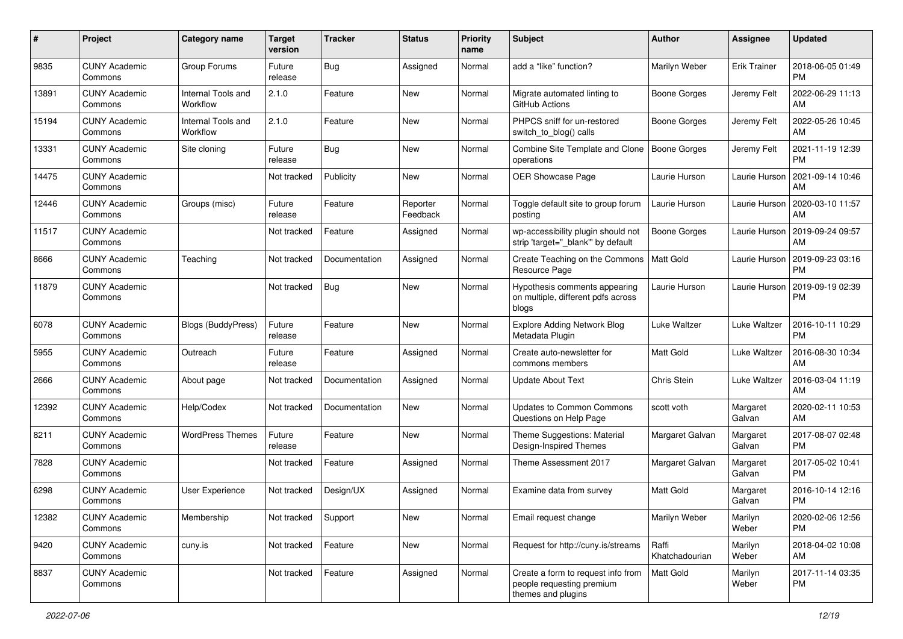| # | Project | Category name | Target version | Tracker | Status | Priority name | Subject | Author | Assignee | Updated |
|---|---|---|---|---|---|---|---|---|---|---|
| 9835 | CUNY Academic Commons | Group Forums | Future release | Bug | Assigned | Normal | add a "like" function? | Marilyn Weber | Erik Trainer | 2018-06-05 01:49 PM |
| 13891 | CUNY Academic Commons | Internal Tools and Workflow | 2.1.0 | Feature | New | Normal | Migrate automated linting to GitHub Actions | Boone Gorges | Jeremy Felt | 2022-06-29 11:13 AM |
| 15194 | CUNY Academic Commons | Internal Tools and Workflow | 2.1.0 | Feature | New | Normal | PHPCS sniff for un-restored switch_to_blog() calls | Boone Gorges | Jeremy Felt | 2022-05-26 10:45 AM |
| 13331 | CUNY Academic Commons | Site cloning | Future release | Bug | New | Normal | Combine Site Template and Clone operations | Boone Gorges | Jeremy Felt | 2021-11-19 12:39 PM |
| 14475 | CUNY Academic Commons | | Not tracked | Publicity | New | Normal | OER Showcase Page | Laurie Hurson | Laurie Hurson | 2021-09-14 10:46 AM |
| 12446 | CUNY Academic Commons | Groups (misc) | Future release | Feature | Reporter Feedback | Normal | Toggle default site to group forum posting | Laurie Hurson | Laurie Hurson | 2020-03-10 11:57 AM |
| 11517 | CUNY Academic Commons | | Not tracked | Feature | Assigned | Normal | wp-accessibility plugin should not strip 'target="_blank"' by default | Boone Gorges | Laurie Hurson | 2019-09-24 09:57 AM |
| 8666 | CUNY Academic Commons | Teaching | Not tracked | Documentation | Assigned | Normal | Create Teaching on the Commons Resource Page | Matt Gold | Laurie Hurson | 2019-09-23 03:16 PM |
| 11879 | CUNY Academic Commons | | Not tracked | Bug | New | Normal | Hypothesis comments appearing on multiple, different pdfs across blogs | Laurie Hurson | Laurie Hurson | 2019-09-19 02:39 PM |
| 6078 | CUNY Academic Commons | Blogs (BuddyPress) | Future release | Feature | New | Normal | Explore Adding Network Blog Metadata Plugin | Luke Waltzer | Luke Waltzer | 2016-10-11 10:29 PM |
| 5955 | CUNY Academic Commons | Outreach | Future release | Feature | Assigned | Normal | Create auto-newsletter for commons members | Matt Gold | Luke Waltzer | 2016-08-30 10:34 AM |
| 2666 | CUNY Academic Commons | About page | Not tracked | Documentation | Assigned | Normal | Update About Text | Chris Stein | Luke Waltzer | 2016-03-04 11:19 AM |
| 12392 | CUNY Academic Commons | Help/Codex | Not tracked | Documentation | New | Normal | Updates to Common Commons Questions on Help Page | scott voth | Margaret Galvan | 2020-02-11 10:53 AM |
| 8211 | CUNY Academic Commons | WordPress Themes | Future release | Feature | New | Normal | Theme Suggestions: Material Design-Inspired Themes | Margaret Galvan | Margaret Galvan | 2017-08-07 02:48 PM |
| 7828 | CUNY Academic Commons | | Not tracked | Feature | Assigned | Normal | Theme Assessment 2017 | Margaret Galvan | Margaret Galvan | 2017-05-02 10:41 PM |
| 6298 | CUNY Academic Commons | User Experience | Not tracked | Design/UX | Assigned | Normal | Examine data from survey | Matt Gold | Margaret Galvan | 2016-10-14 12:16 PM |
| 12382 | CUNY Academic Commons | Membership | Not tracked | Support | New | Normal | Email request change | Marilyn Weber | Marilyn Weber | 2020-02-06 12:56 PM |
| 9420 | CUNY Academic Commons | cuny.is | Not tracked | Feature | New | Normal | Request for http://cuny.is/streams | Raffi Khatchadourian | Marilyn Weber | 2018-04-02 10:08 AM |
| 8837 | CUNY Academic Commons | | Not tracked | Feature | Assigned | Normal | Create a form to request info from people requesting premium themes and plugins | Matt Gold | Marilyn Weber | 2017-11-14 03:35 PM |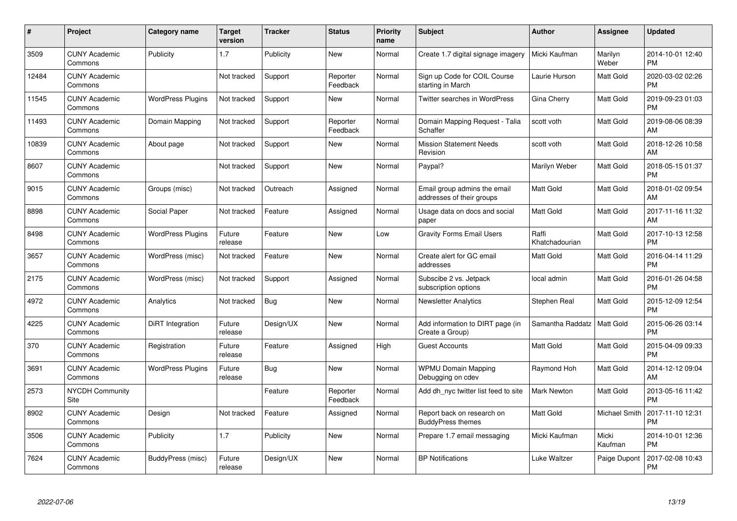| # | Project | Category name | Target version | Tracker | Status | Priority name | Subject | Author | Assignee | Updated |
|---|---|---|---|---|---|---|---|---|---|---|
| 3509 | CUNY Academic Commons | Publicity | 1.7 | Publicity | New | Normal | Create 1.7 digital signage imagery | Micki Kaufman | Marilyn Weber | 2014-10-01 12:40 PM |
| 12484 | CUNY Academic Commons | | Not tracked | Support | Reporter Feedback | Normal | Sign up Code for COIL Course starting in March | Laurie Hurson | Matt Gold | 2020-03-02 02:26 PM |
| 11545 | CUNY Academic Commons | WordPress Plugins | Not tracked | Support | New | Normal | Twitter searches in WordPress | Gina Cherry | Matt Gold | 2019-09-23 01:03 PM |
| 11493 | CUNY Academic Commons | Domain Mapping | Not tracked | Support | Reporter Feedback | Normal | Domain Mapping Request - Talia Schaffer | scott voth | Matt Gold | 2019-08-06 08:39 AM |
| 10839 | CUNY Academic Commons | About page | Not tracked | Support | New | Normal | Mission Statement Needs Revision | scott voth | Matt Gold | 2018-12-26 10:58 AM |
| 8607 | CUNY Academic Commons | | Not tracked | Support | New | Normal | Paypal? | Marilyn Weber | Matt Gold | 2018-05-15 01:37 PM |
| 9015 | CUNY Academic Commons | Groups (misc) | Not tracked | Outreach | Assigned | Normal | Email group admins the email addresses of their groups | Matt Gold | Matt Gold | 2018-01-02 09:54 AM |
| 8898 | CUNY Academic Commons | Social Paper | Not tracked | Feature | Assigned | Normal | Usage data on docs and social paper | Matt Gold | Matt Gold | 2017-11-16 11:32 AM |
| 8498 | CUNY Academic Commons | WordPress Plugins | Future release | Feature | New | Low | Gravity Forms Email Users | Raffi Khatchadourian | Matt Gold | 2017-10-13 12:58 PM |
| 3657 | CUNY Academic Commons | WordPress (misc) | Not tracked | Feature | New | Normal | Create alert for GC email addresses | Matt Gold | Matt Gold | 2016-04-14 11:29 PM |
| 2175 | CUNY Academic Commons | WordPress (misc) | Not tracked | Support | Assigned | Normal | Subscibe 2 vs. Jetpack subscription options | local admin | Matt Gold | 2016-01-26 04:58 PM |
| 4972 | CUNY Academic Commons | Analytics | Not tracked | Bug | New | Normal | Newsletter Analytics | Stephen Real | Matt Gold | 2015-12-09 12:54 PM |
| 4225 | CUNY Academic Commons | DiRT Integration | Future release | Design/UX | New | Normal | Add information to DIRT page (in Create a Group) | Samantha Raddatz | Matt Gold | 2015-06-26 03:14 PM |
| 370 | CUNY Academic Commons | Registration | Future release | Feature | Assigned | High | Guest Accounts | Matt Gold | Matt Gold | 2015-04-09 09:33 PM |
| 3691 | CUNY Academic Commons | WordPress Plugins | Future release | Bug | New | Normal | WPMU Domain Mapping Debugging on cdev | Raymond Hoh | Matt Gold | 2014-12-12 09:04 AM |
| 2573 | NYCDH Community Site | | | Feature | Reporter Feedback | Normal | Add dh_nyc twitter list feed to site | Mark Newton | Matt Gold | 2013-05-16 11:42 PM |
| 8902 | CUNY Academic Commons | Design | Not tracked | Feature | Assigned | Normal | Report back on research on BuddyPress themes | Matt Gold | Michael Smith | 2017-11-10 12:31 PM |
| 3506 | CUNY Academic Commons | Publicity | 1.7 | Publicity | New | Normal | Prepare 1.7 email messaging | Micki Kaufman | Micki Kaufman | 2014-10-01 12:36 PM |
| 7624 | CUNY Academic Commons | BuddyPress (misc) | Future release | Design/UX | New | Normal | BP Notifications | Luke Waltzer | Paige Dupont | 2017-02-08 10:43 PM |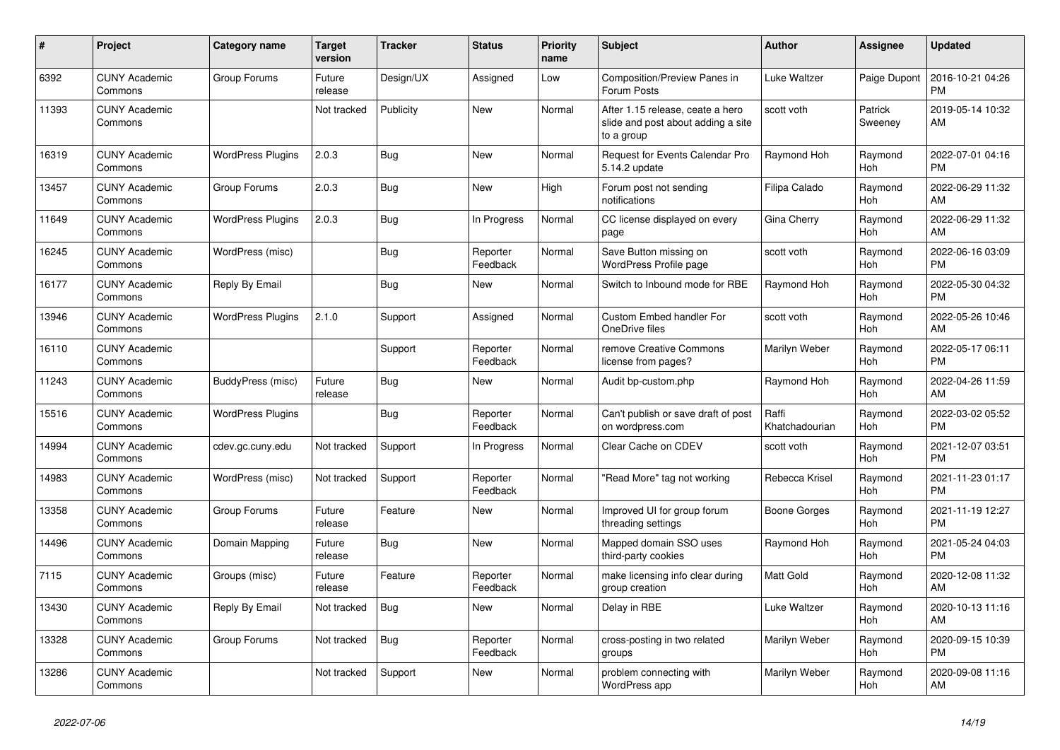| # | Project | Category name | Target version | Tracker | Status | Priority name | Subject | Author | Assignee | Updated |
|---|---|---|---|---|---|---|---|---|---|---|
| 6392 | CUNY Academic Commons | Group Forums | Future release | Design/UX | Assigned | Low | Composition/Preview Panes in Forum Posts | Luke Waltzer | Paige Dupont | 2016-10-21 04:26 PM |
| 11393 | CUNY Academic Commons | | Not tracked | Publicity | New | Normal | After 1.15 release, ceate a hero slide and post about adding a site to a group | scott voth | Patrick Sweeney | 2019-05-14 10:32 AM |
| 16319 | CUNY Academic Commons | WordPress Plugins | 2.0.3 | Bug | New | Normal | Request for Events Calendar Pro 5.14.2 update | Raymond Hoh | Raymond Hoh | 2022-07-01 04:16 PM |
| 13457 | CUNY Academic Commons | Group Forums | 2.0.3 | Bug | New | High | Forum post not sending notifications | Filipa Calado | Raymond Hoh | 2022-06-29 11:32 AM |
| 11649 | CUNY Academic Commons | WordPress Plugins | 2.0.3 | Bug | In Progress | Normal | CC license displayed on every page | Gina Cherry | Raymond Hoh | 2022-06-29 11:32 AM |
| 16245 | CUNY Academic Commons | WordPress (misc) | | Bug | Reporter Feedback | Normal | Save Button missing on WordPress Profile page | scott voth | Raymond Hoh | 2022-06-16 03:09 PM |
| 16177 | CUNY Academic Commons | Reply By Email | | Bug | New | Normal | Switch to Inbound mode for RBE | Raymond Hoh | Raymond Hoh | 2022-05-30 04:32 PM |
| 13946 | CUNY Academic Commons | WordPress Plugins | 2.1.0 | Support | Assigned | Normal | Custom Embed handler For OneDrive files | scott voth | Raymond Hoh | 2022-05-26 10:46 AM |
| 16110 | CUNY Academic Commons | | | Support | Reporter Feedback | Normal | remove Creative Commons license from pages? | Marilyn Weber | Raymond Hoh | 2022-05-17 06:11 PM |
| 11243 | CUNY Academic Commons | BuddyPress (misc) | Future release | Bug | New | Normal | Audit bp-custom.php | Raymond Hoh | Raymond Hoh | 2022-04-26 11:59 AM |
| 15516 | CUNY Academic Commons | WordPress Plugins | | Bug | Reporter Feedback | Normal | Can't publish or save draft of post on wordpress.com | Raffi Khatchadourian | Raymond Hoh | 2022-03-02 05:52 PM |
| 14994 | CUNY Academic Commons | cdev.gc.cuny.edu | Not tracked | Support | In Progress | Normal | Clear Cache on CDEV | scott voth | Raymond Hoh | 2021-12-07 03:51 PM |
| 14983 | CUNY Academic Commons | WordPress (misc) | Not tracked | Support | Reporter Feedback | Normal | "Read More" tag not working | Rebecca Krisel | Raymond Hoh | 2021-11-23 01:17 PM |
| 13358 | CUNY Academic Commons | Group Forums | Future release | Feature | New | Normal | Improved UI for group forum threading settings | Boone Gorges | Raymond Hoh | 2021-11-19 12:27 PM |
| 14496 | CUNY Academic Commons | Domain Mapping | Future release | Bug | New | Normal | Mapped domain SSO uses third-party cookies | Raymond Hoh | Raymond Hoh | 2021-05-24 04:03 PM |
| 7115 | CUNY Academic Commons | Groups (misc) | Future release | Feature | Reporter Feedback | Normal | make licensing info clear during group creation | Matt Gold | Raymond Hoh | 2020-12-08 11:32 AM |
| 13430 | CUNY Academic Commons | Reply By Email | Not tracked | Bug | New | Normal | Delay in RBE | Luke Waltzer | Raymond Hoh | 2020-10-13 11:16 AM |
| 13328 | CUNY Academic Commons | Group Forums | Not tracked | Bug | Reporter Feedback | Normal | cross-posting in two related groups | Marilyn Weber | Raymond Hoh | 2020-09-15 10:39 PM |
| 13286 | CUNY Academic Commons | | Not tracked | Support | New | Normal | problem connecting with WordPress app | Marilyn Weber | Raymond Hoh | 2020-09-08 11:16 AM |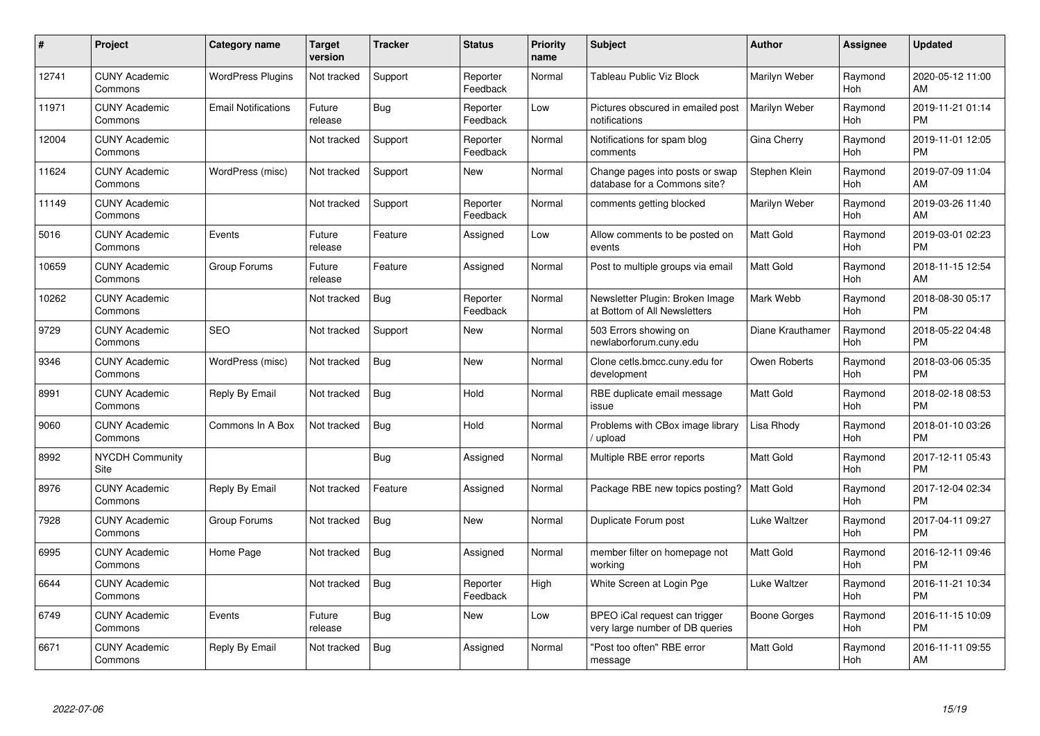| # | Project | Category name | Target version | Tracker | Status | Priority name | Subject | Author | Assignee | Updated |
|---|---|---|---|---|---|---|---|---|---|---|
| 12741 | CUNY Academic Commons | WordPress Plugins | Not tracked | Support | Reporter Feedback | Normal | Tableau Public Viz Block | Marilyn Weber | Raymond Hoh | 2020-05-12 11:00 AM |
| 11971 | CUNY Academic Commons | Email Notifications | Future release | Bug | Reporter Feedback | Low | Pictures obscured in emailed post notifications | Marilyn Weber | Raymond Hoh | 2019-11-21 01:14 PM |
| 12004 | CUNY Academic Commons | | Not tracked | Support | Reporter Feedback | Normal | Notifications for spam blog comments | Gina Cherry | Raymond Hoh | 2019-11-01 12:05 PM |
| 11624 | CUNY Academic Commons | WordPress (misc) | Not tracked | Support | New | Normal | Change pages into posts or swap database for a Commons site? | Stephen Klein | Raymond Hoh | 2019-07-09 11:04 AM |
| 11149 | CUNY Academic Commons | | Not tracked | Support | Reporter Feedback | Normal | comments getting blocked | Marilyn Weber | Raymond Hoh | 2019-03-26 11:40 AM |
| 5016 | CUNY Academic Commons | Events | Future release | Feature | Assigned | Low | Allow comments to be posted on events | Matt Gold | Raymond Hoh | 2019-03-01 02:23 PM |
| 10659 | CUNY Academic Commons | Group Forums | Future release | Feature | Assigned | Normal | Post to multiple groups via email | Matt Gold | Raymond Hoh | 2018-11-15 12:54 AM |
| 10262 | CUNY Academic Commons | | Not tracked | Bug | Reporter Feedback | Normal | Newsletter Plugin: Broken Image at Bottom of All Newsletters | Mark Webb | Raymond Hoh | 2018-08-30 05:17 PM |
| 9729 | CUNY Academic Commons | SEO | Not tracked | Support | New | Normal | 503 Errors showing on newlaborforum.cuny.edu | Diane Krauthamer | Raymond Hoh | 2018-05-22 04:48 PM |
| 9346 | CUNY Academic Commons | WordPress (misc) | Not tracked | Bug | New | Normal | Clone cetls.bmcc.cuny.edu for development | Owen Roberts | Raymond Hoh | 2018-03-06 05:35 PM |
| 8991 | CUNY Academic Commons | Reply By Email | Not tracked | Bug | Hold | Normal | RBE duplicate email message issue | Matt Gold | Raymond Hoh | 2018-02-18 08:53 PM |
| 9060 | CUNY Academic Commons | Commons In A Box | Not tracked | Bug | Hold | Normal | Problems with CBox image library / upload | Lisa Rhody | Raymond Hoh | 2018-01-10 03:26 PM |
| 8992 | NYCDH Community Site | | | Bug | Assigned | Normal | Multiple RBE error reports | Matt Gold | Raymond Hoh | 2017-12-11 05:43 PM |
| 8976 | CUNY Academic Commons | Reply By Email | Not tracked | Feature | Assigned | Normal | Package RBE new topics posting? | Matt Gold | Raymond Hoh | 2017-12-04 02:34 PM |
| 7928 | CUNY Academic Commons | Group Forums | Not tracked | Bug | New | Normal | Duplicate Forum post | Luke Waltzer | Raymond Hoh | 2017-04-11 09:27 PM |
| 6995 | CUNY Academic Commons | Home Page | Not tracked | Bug | Assigned | Normal | member filter on homepage not working | Matt Gold | Raymond Hoh | 2016-12-11 09:46 PM |
| 6644 | CUNY Academic Commons | | Not tracked | Bug | Reporter Feedback | High | White Screen at Login Pge | Luke Waltzer | Raymond Hoh | 2016-11-21 10:34 PM |
| 6749 | CUNY Academic Commons | Events | Future release | Bug | New | Low | BPEO iCal request can trigger very large number of DB queries | Boone Gorges | Raymond Hoh | 2016-11-15 10:09 PM |
| 6671 | CUNY Academic Commons | Reply By Email | Not tracked | Bug | Assigned | Normal | "Post too often" RBE error message | Matt Gold | Raymond Hoh | 2016-11-11 09:55 AM |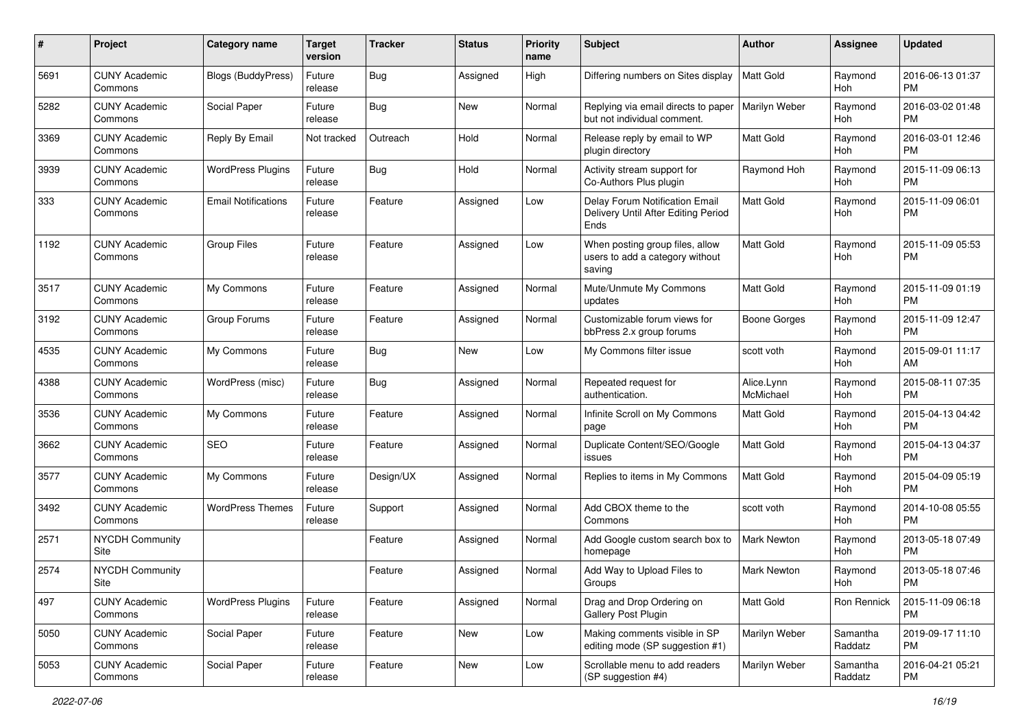| # | Project | Category name | Target version | Tracker | Status | Priority name | Subject | Author | Assignee | Updated |
|---|---|---|---|---|---|---|---|---|---|---|
| 5691 | CUNY Academic Commons | Blogs (BuddyPress) | Future release | Bug | Assigned | High | Differing numbers on Sites display | Matt Gold | Raymond Hoh | 2016-06-13 01:37 PM |
| 5282 | CUNY Academic Commons | Social Paper | Future release | Bug | New | Normal | Replying via email directs to paper but not individual comment. | Marilyn Weber | Raymond Hoh | 2016-03-02 01:48 PM |
| 3369 | CUNY Academic Commons | Reply By Email | Not tracked | Outreach | Hold | Normal | Release reply by email to WP plugin directory | Matt Gold | Raymond Hoh | 2016-03-01 12:46 PM |
| 3939 | CUNY Academic Commons | WordPress Plugins | Future release | Bug | Hold | Normal | Activity stream support for Co-Authors Plus plugin | Raymond Hoh | Raymond Hoh | 2015-11-09 06:13 PM |
| 333 | CUNY Academic Commons | Email Notifications | Future release | Feature | Assigned | Low | Delay Forum Notification Email Delivery Until After Editing Period Ends | Matt Gold | Raymond Hoh | 2015-11-09 06:01 PM |
| 1192 | CUNY Academic Commons | Group Files | Future release | Feature | Assigned | Low | When posting group files, allow users to add a category without saving | Matt Gold | Raymond Hoh | 2015-11-09 05:53 PM |
| 3517 | CUNY Academic Commons | My Commons | Future release | Feature | Assigned | Normal | Mute/Unmute My Commons updates | Matt Gold | Raymond Hoh | 2015-11-09 01:19 PM |
| 3192 | CUNY Academic Commons | Group Forums | Future release | Feature | Assigned | Normal | Customizable forum views for bbPress 2.x group forums | Boone Gorges | Raymond Hoh | 2015-11-09 12:47 PM |
| 4535 | CUNY Academic Commons | My Commons | Future release | Bug | New | Low | My Commons filter issue | scott voth | Raymond Hoh | 2015-09-01 11:17 AM |
| 4388 | CUNY Academic Commons | WordPress (misc) | Future release | Bug | Assigned | Normal | Repeated request for authentication. | Alice.Lynn McMichael | Raymond Hoh | 2015-08-11 07:35 PM |
| 3536 | CUNY Academic Commons | My Commons | Future release | Feature | Assigned | Normal | Infinite Scroll on My Commons page | Matt Gold | Raymond Hoh | 2015-04-13 04:42 PM |
| 3662 | CUNY Academic Commons | SEO | Future release | Feature | Assigned | Normal | Duplicate Content/SEO/Google issues | Matt Gold | Raymond Hoh | 2015-04-13 04:37 PM |
| 3577 | CUNY Academic Commons | My Commons | Future release | Design/UX | Assigned | Normal | Replies to items in My Commons | Matt Gold | Raymond Hoh | 2015-04-09 05:19 PM |
| 3492 | CUNY Academic Commons | WordPress Themes | Future release | Support | Assigned | Normal | Add CBOX theme to the Commons | scott voth | Raymond Hoh | 2014-10-08 05:55 PM |
| 2571 | NYCDH Community Site | | | Feature | Assigned | Normal | Add Google custom search box to homepage | Mark Newton | Raymond Hoh | 2013-05-18 07:49 PM |
| 2574 | NYCDH Community Site | | | Feature | Assigned | Normal | Add Way to Upload Files to Groups | Mark Newton | Raymond Hoh | 2013-05-18 07:46 PM |
| 497 | CUNY Academic Commons | WordPress Plugins | Future release | Feature | Assigned | Normal | Drag and Drop Ordering on Gallery Post Plugin | Matt Gold | Ron Rennick | 2015-11-09 06:18 PM |
| 5050 | CUNY Academic Commons | Social Paper | Future release | Feature | New | Low | Making comments visible in SP editing mode (SP suggestion #1) | Marilyn Weber | Samantha Raddatz | 2019-09-17 11:10 PM |
| 5053 | CUNY Academic Commons | Social Paper | Future release | Feature | New | Low | Scrollable menu to add readers (SP suggestion #4) | Marilyn Weber | Samantha Raddatz | 2016-04-21 05:21 PM |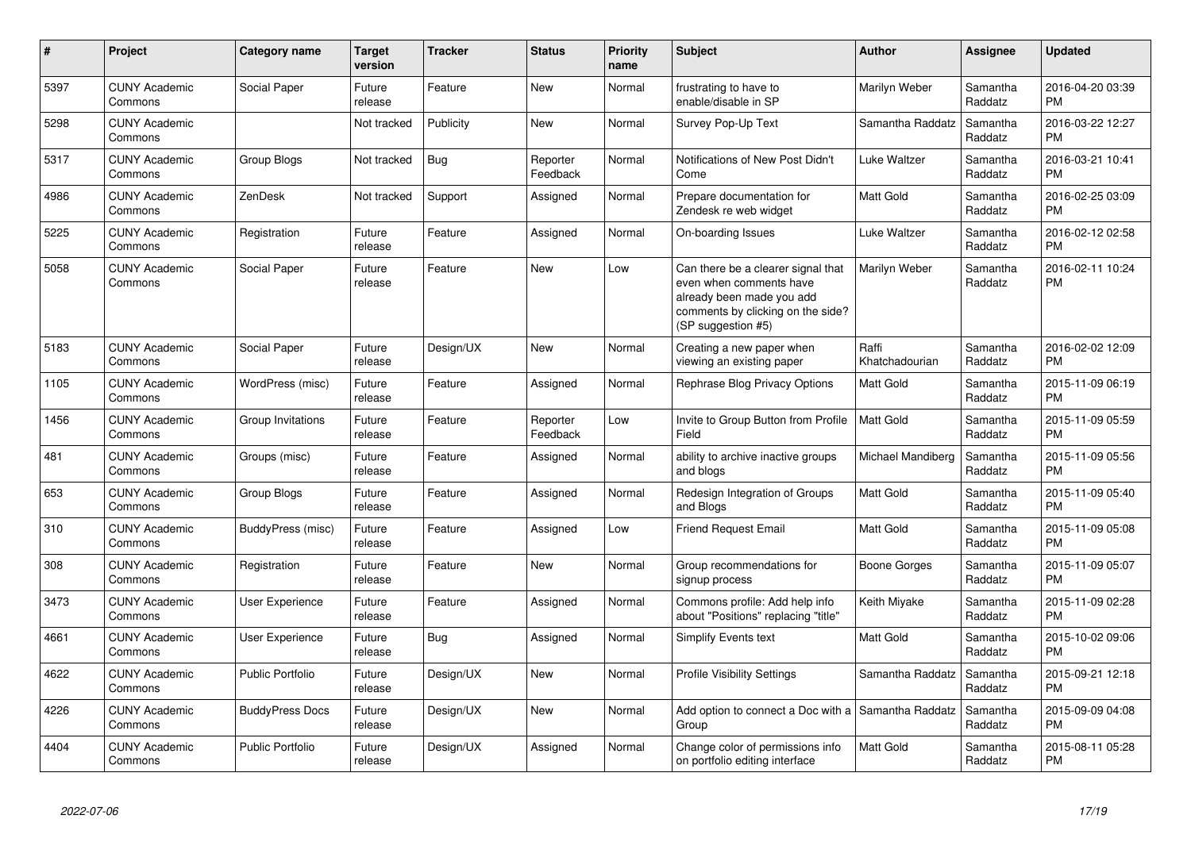| # | Project | Category name | Target version | Tracker | Status | Priority name | Subject | Author | Assignee | Updated |
|---|---|---|---|---|---|---|---|---|---|---|
| 5397 | CUNY Academic Commons | Social Paper | Future release | Feature | New | Normal | frustrating to have to enable/disable in SP | Marilyn Weber | Samantha Raddatz | 2016-04-20 03:39 PM |
| 5298 | CUNY Academic Commons | | Not tracked | Publicity | New | Normal | Survey Pop-Up Text | Samantha Raddatz | Samantha Raddatz | 2016-03-22 12:27 PM |
| 5317 | CUNY Academic Commons | Group Blogs | Not tracked | Bug | Reporter Feedback | Normal | Notifications of New Post Didn't Come | Luke Waltzer | Samantha Raddatz | 2016-03-21 10:41 PM |
| 4986 | CUNY Academic Commons | ZenDesk | Not tracked | Support | Assigned | Normal | Prepare documentation for Zendesk re web widget | Matt Gold | Samantha Raddatz | 2016-02-25 03:09 PM |
| 5225 | CUNY Academic Commons | Registration | Future release | Feature | Assigned | Normal | On-boarding Issues | Luke Waltzer | Samantha Raddatz | 2016-02-12 02:58 PM |
| 5058 | CUNY Academic Commons | Social Paper | Future release | Feature | New | Low | Can there be a clearer signal that even when comments have already been made you add comments by clicking on the side? (SP suggestion #5) | Marilyn Weber | Samantha Raddatz | 2016-02-11 10:24 PM |
| 5183 | CUNY Academic Commons | Social Paper | Future release | Design/UX | New | Normal | Creating a new paper when viewing an existing paper | Raffi Khatchadourian | Samantha Raddatz | 2016-02-02 12:09 PM |
| 1105 | CUNY Academic Commons | WordPress (misc) | Future release | Feature | Assigned | Normal | Rephrase Blog Privacy Options | Matt Gold | Samantha Raddatz | 2015-11-09 06:19 PM |
| 1456 | CUNY Academic Commons | Group Invitations | Future release | Feature | Reporter Feedback | Low | Invite to Group Button from Profile Field | Matt Gold | Samantha Raddatz | 2015-11-09 05:59 PM |
| 481 | CUNY Academic Commons | Groups (misc) | Future release | Feature | Assigned | Normal | ability to archive inactive groups and blogs | Michael Mandiberg | Samantha Raddatz | 2015-11-09 05:56 PM |
| 653 | CUNY Academic Commons | Group Blogs | Future release | Feature | Assigned | Normal | Redesign Integration of Groups and Blogs | Matt Gold | Samantha Raddatz | 2015-11-09 05:40 PM |
| 310 | CUNY Academic Commons | BuddyPress (misc) | Future release | Feature | Assigned | Low | Friend Request Email | Matt Gold | Samantha Raddatz | 2015-11-09 05:08 PM |
| 308 | CUNY Academic Commons | Registration | Future release | Feature | New | Normal | Group recommendations for signup process | Boone Gorges | Samantha Raddatz | 2015-11-09 05:07 PM |
| 3473 | CUNY Academic Commons | User Experience | Future release | Feature | Assigned | Normal | Commons profile: Add help info about "Positions" replacing "title" | Keith Miyake | Samantha Raddatz | 2015-11-09 02:28 PM |
| 4661 | CUNY Academic Commons | User Experience | Future release | Bug | Assigned | Normal | Simplify Events text | Matt Gold | Samantha Raddatz | 2015-10-02 09:06 PM |
| 4622 | CUNY Academic Commons | Public Portfolio | Future release | Design/UX | New | Normal | Profile Visibility Settings | Samantha Raddatz | Samantha Raddatz | 2015-09-21 12:18 PM |
| 4226 | CUNY Academic Commons | BuddyPress Docs | Future release | Design/UX | New | Normal | Add option to connect a Doc with a Group | Samantha Raddatz | Samantha Raddatz | 2015-09-09 04:08 PM |
| 4404 | CUNY Academic Commons | Public Portfolio | Future release | Design/UX | Assigned | Normal | Change color of permissions info on portfolio editing interface | Matt Gold | Samantha Raddatz | 2015-08-11 05:28 PM |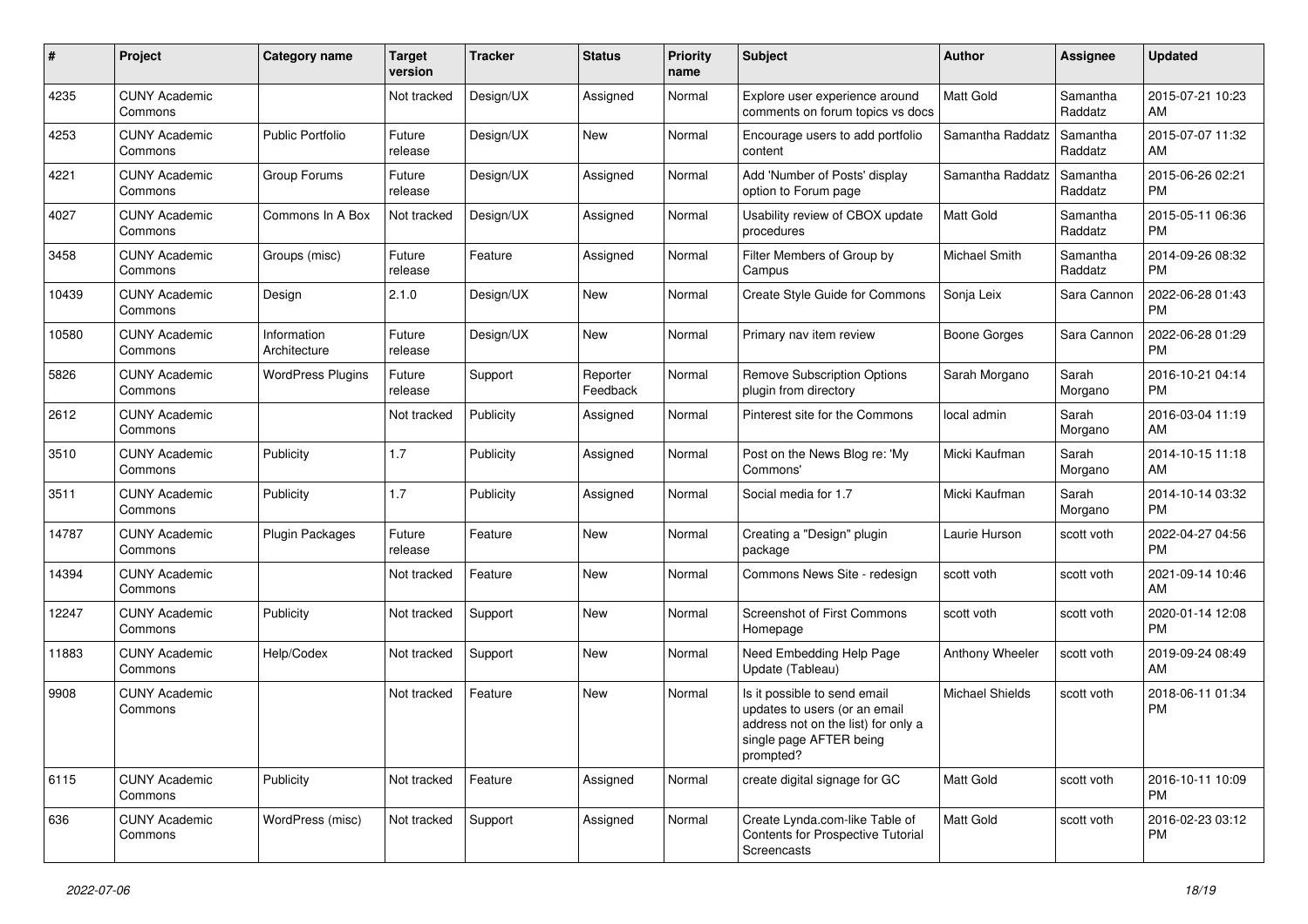| # | Project | Category name | Target version | Tracker | Status | Priority name | Subject | Author | Assignee | Updated |
|---|---|---|---|---|---|---|---|---|---|---|
| 4235 | CUNY Academic Commons | | Not tracked | Design/UX | Assigned | Normal | Explore user experience around comments on forum topics vs docs | Matt Gold | Samantha Raddatz | 2015-07-21 10:23 AM |
| 4253 | CUNY Academic Commons | Public Portfolio | Future release | Design/UX | New | Normal | Encourage users to add portfolio content | Samantha Raddatz | Samantha Raddatz | 2015-07-07 11:32 AM |
| 4221 | CUNY Academic Commons | Group Forums | Future release | Design/UX | Assigned | Normal | Add 'Number of Posts' display option to Forum page | Samantha Raddatz | Samantha Raddatz | 2015-06-26 02:21 PM |
| 4027 | CUNY Academic Commons | Commons In A Box | Not tracked | Design/UX | Assigned | Normal | Usability review of CBOX update procedures | Matt Gold | Samantha Raddatz | 2015-05-11 06:36 PM |
| 3458 | CUNY Academic Commons | Groups (misc) | Future release | Feature | Assigned | Normal | Filter Members of Group by Campus | Michael Smith | Samantha Raddatz | 2014-09-26 08:32 PM |
| 10439 | CUNY Academic Commons | Design | 2.1.0 | Design/UX | New | Normal | Create Style Guide for Commons | Sonja Leix | Sara Cannon | 2022-06-28 01:43 PM |
| 10580 | CUNY Academic Commons | Information Architecture | Future release | Design/UX | New | Normal | Primary nav item review | Boone Gorges | Sara Cannon | 2022-06-28 01:29 PM |
| 5826 | CUNY Academic Commons | WordPress Plugins | Future release | Support | Reporter Feedback | Normal | Remove Subscription Options plugin from directory | Sarah Morgano | Sarah Morgano | 2016-10-21 04:14 PM |
| 2612 | CUNY Academic Commons | | Not tracked | Publicity | Assigned | Normal | Pinterest site for the Commons | local admin | Sarah Morgano | 2016-03-04 11:19 AM |
| 3510 | CUNY Academic Commons | Publicity | 1.7 | Publicity | Assigned | Normal | Post on the News Blog re: 'My Commons' | Micki Kaufman | Sarah Morgano | 2014-10-15 11:18 AM |
| 3511 | CUNY Academic Commons | Publicity | 1.7 | Publicity | Assigned | Normal | Social media for 1.7 | Micki Kaufman | Sarah Morgano | 2014-10-14 03:32 PM |
| 14787 | CUNY Academic Commons | Plugin Packages | Future release | Feature | New | Normal | Creating a "Design" plugin package | Laurie Hurson | scott voth | 2022-04-27 04:56 PM |
| 14394 | CUNY Academic Commons | | Not tracked | Feature | New | Normal | Commons News Site - redesign | scott voth | scott voth | 2021-09-14 10:46 AM |
| 12247 | CUNY Academic Commons | Publicity | Not tracked | Support | New | Normal | Screenshot of First Commons Homepage | scott voth | scott voth | 2020-01-14 12:08 PM |
| 11883 | CUNY Academic Commons | Help/Codex | Not tracked | Support | New | Normal | Need Embedding Help Page Update (Tableau) | Anthony Wheeler | scott voth | 2019-09-24 08:49 AM |
| 9908 | CUNY Academic Commons | | Not tracked | Feature | New | Normal | Is it possible to send email updates to users (or an email address not on the list) for only a single page AFTER being prompted? | Michael Shields | scott voth | 2018-06-11 01:34 PM |
| 6115 | CUNY Academic Commons | Publicity | Not tracked | Feature | Assigned | Normal | create digital signage for GC | Matt Gold | scott voth | 2016-10-11 10:09 PM |
| 636 | CUNY Academic Commons | WordPress (misc) | Not tracked | Support | Assigned | Normal | Create Lynda.com-like Table of Contents for Prospective Tutorial Screencasts | Matt Gold | scott voth | 2016-02-23 03:12 PM |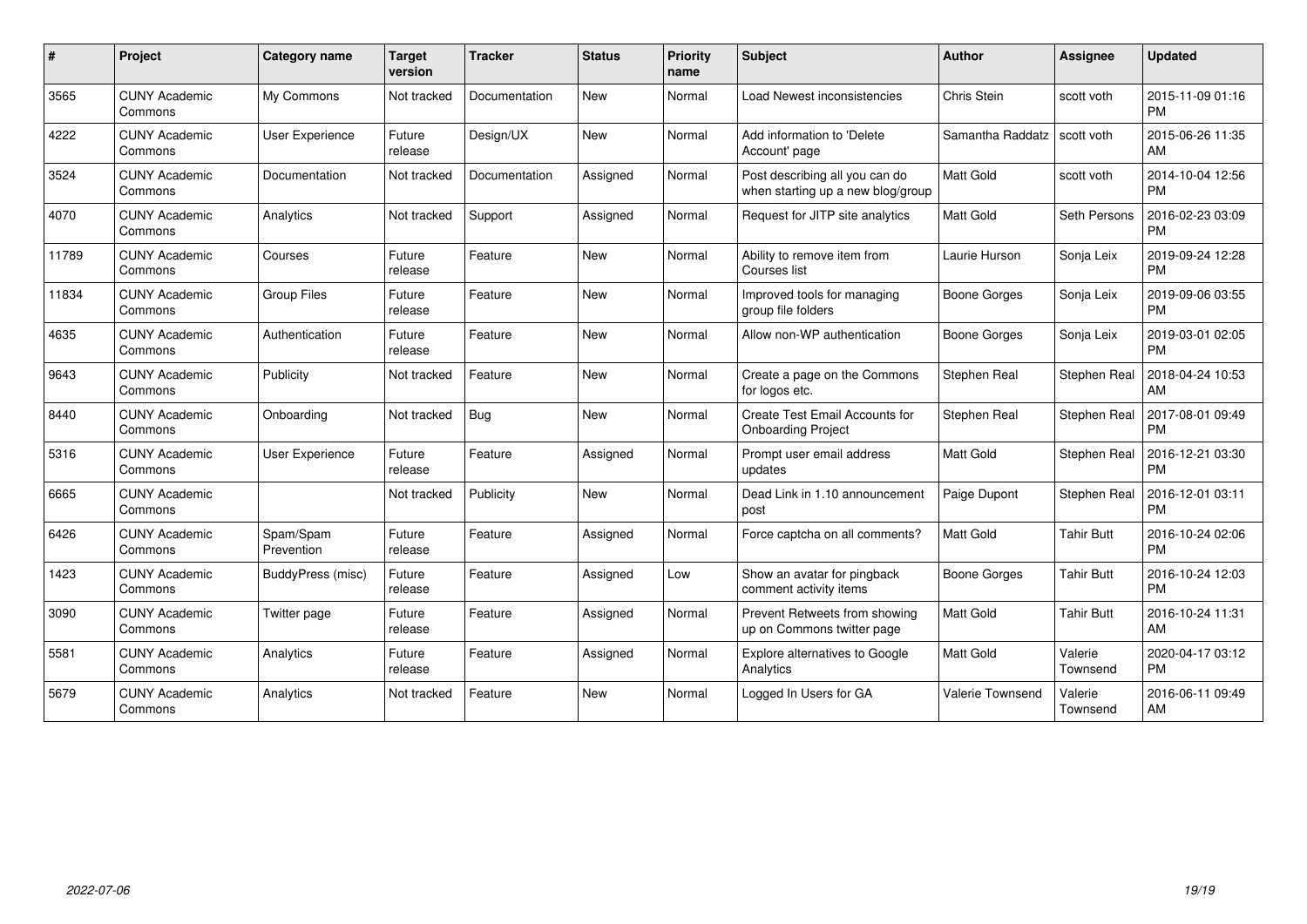| # | Project | Category name | Target version | Tracker | Status | Priority name | Subject | Author | Assignee | Updated |
|---|---|---|---|---|---|---|---|---|---|---|
| 3565 | CUNY Academic Commons | My Commons | Not tracked | Documentation | New | Normal | Load Newest inconsistencies | Chris Stein | scott voth | 2015-11-09 01:16 PM |
| 4222 | CUNY Academic Commons | User Experience | Future release | Design/UX | New | Normal | Add information to 'Delete Account' page | Samantha Raddatz | scott voth | 2015-06-26 11:35 AM |
| 3524 | CUNY Academic Commons | Documentation | Not tracked | Documentation | Assigned | Normal | Post describing all you can do when starting up a new blog/group | Matt Gold | scott voth | 2014-10-04 12:56 PM |
| 4070 | CUNY Academic Commons | Analytics | Not tracked | Support | Assigned | Normal | Request for JITP site analytics | Matt Gold | Seth Persons | 2016-02-23 03:09 PM |
| 11789 | CUNY Academic Commons | Courses | Future release | Feature | New | Normal | Ability to remove item from Courses list | Laurie Hurson | Sonja Leix | 2019-09-24 12:28 PM |
| 11834 | CUNY Academic Commons | Group Files | Future release | Feature | New | Normal | Improved tools for managing group file folders | Boone Gorges | Sonja Leix | 2019-09-06 03:55 PM |
| 4635 | CUNY Academic Commons | Authentication | Future release | Feature | New | Normal | Allow non-WP authentication | Boone Gorges | Sonja Leix | 2019-03-01 02:05 PM |
| 9643 | CUNY Academic Commons | Publicity | Not tracked | Feature | New | Normal | Create a page on the Commons for logos etc. | Stephen Real | Stephen Real | 2018-04-24 10:53 AM |
| 8440 | CUNY Academic Commons | Onboarding | Not tracked | Bug | New | Normal | Create Test Email Accounts for Onboarding Project | Stephen Real | Stephen Real | 2017-08-01 09:49 PM |
| 5316 | CUNY Academic Commons | User Experience | Future release | Feature | Assigned | Normal | Prompt user email address updates | Matt Gold | Stephen Real | 2016-12-21 03:30 PM |
| 6665 | CUNY Academic Commons | | Not tracked | Publicity | New | Normal | Dead Link in 1.10 announcement post | Paige Dupont | Stephen Real | 2016-12-01 03:11 PM |
| 6426 | CUNY Academic Commons | Spam/Spam Prevention | Future release | Feature | Assigned | Normal | Force captcha on all comments? | Matt Gold | Tahir Butt | 2016-10-24 02:06 PM |
| 1423 | CUNY Academic Commons | BuddyPress (misc) | Future release | Feature | Assigned | Low | Show an avatar for pingback comment activity items | Boone Gorges | Tahir Butt | 2016-10-24 12:03 PM |
| 3090 | CUNY Academic Commons | Twitter page | Future release | Feature | Assigned | Normal | Prevent Retweets from showing up on Commons twitter page | Matt Gold | Tahir Butt | 2016-10-24 11:31 AM |
| 5581 | CUNY Academic Commons | Analytics | Future release | Feature | Assigned | Normal | Explore alternatives to Google Analytics | Matt Gold | Valerie Townsend | 2020-04-17 03:12 PM |
| 5679 | CUNY Academic Commons | Analytics | Not tracked | Feature | New | Normal | Logged In Users for GA | Valerie Townsend | Valerie Townsend | 2016-06-11 09:49 AM |